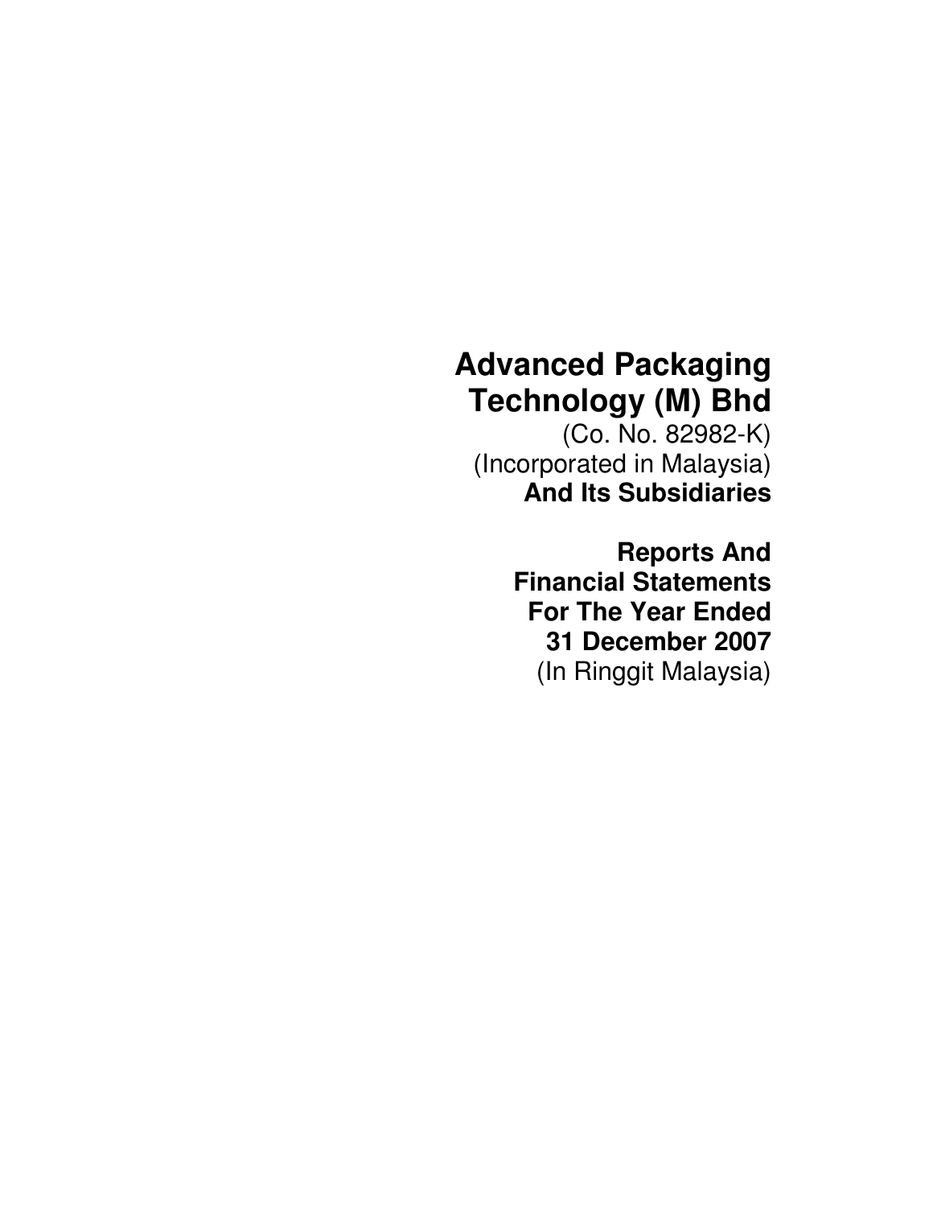# Advanced Packaging Technology (M) Bhd

(Co. No. 82982-K)
(Incorporated in Malaysia)
**And Its Subsidiaries**

**Reports And Financial Statements For The Year Ended 31 December 2007**
(In Ringgit Malaysia)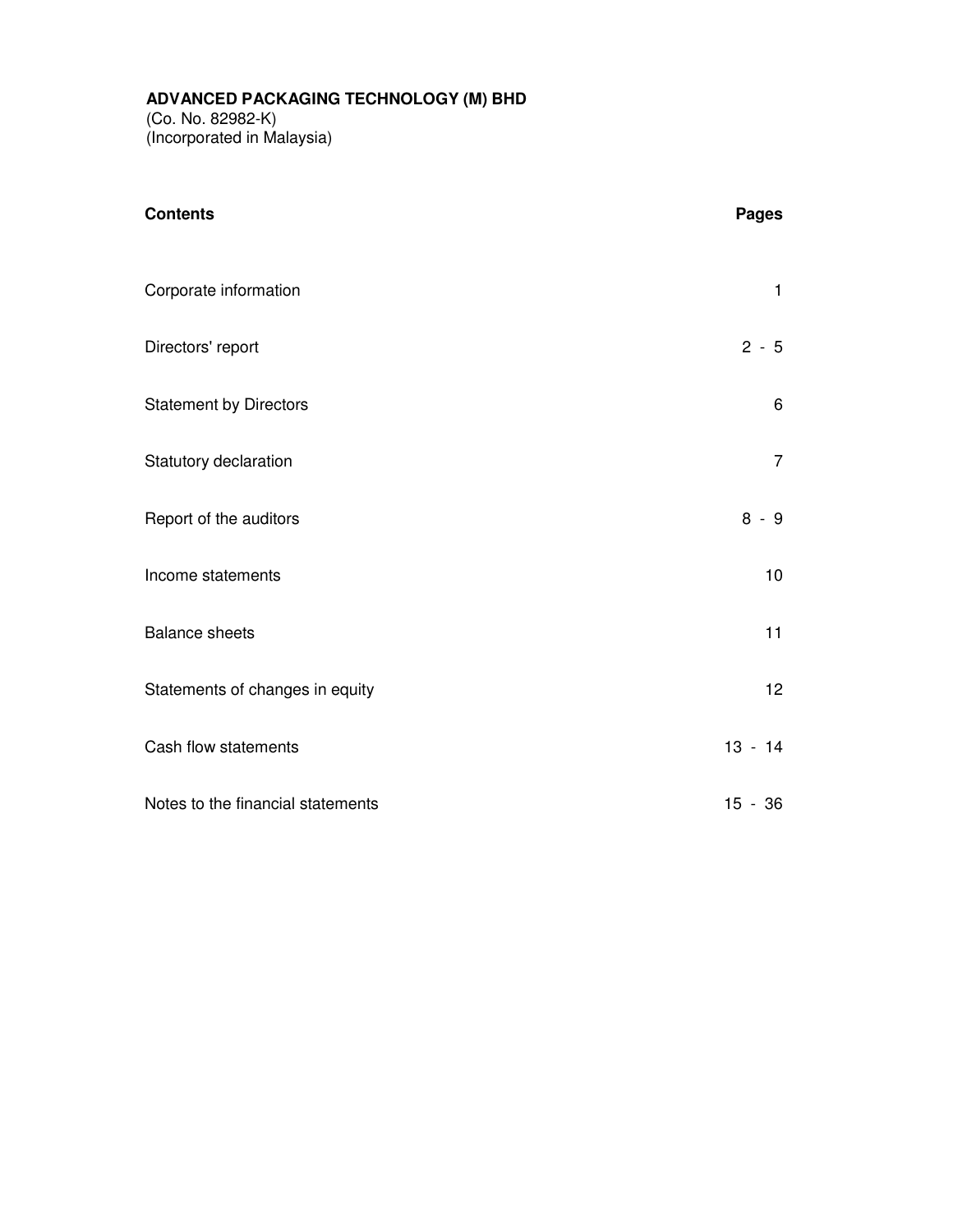**ADVANCED PACKAGING TECHNOLOGY (M) BHD**
(Co. No. 82982-K)
(Incorporated in Malaysia)

| **Contents** | **Pages** |
| --- | --- |
| Corporate information | 1 |
| Directors' report | 2 - 5 |
| Statement by Directors | 6 |
| Statutory declaration | 7 |
| Report of the auditors | 8 - 9 |
| Income statements | 10 |
| Balance sheets | 11 |
| Statements of changes in equity | 12 |
| Cash flow statements | 13 - 14 |
| Notes to the financial statements | 15 - 36 |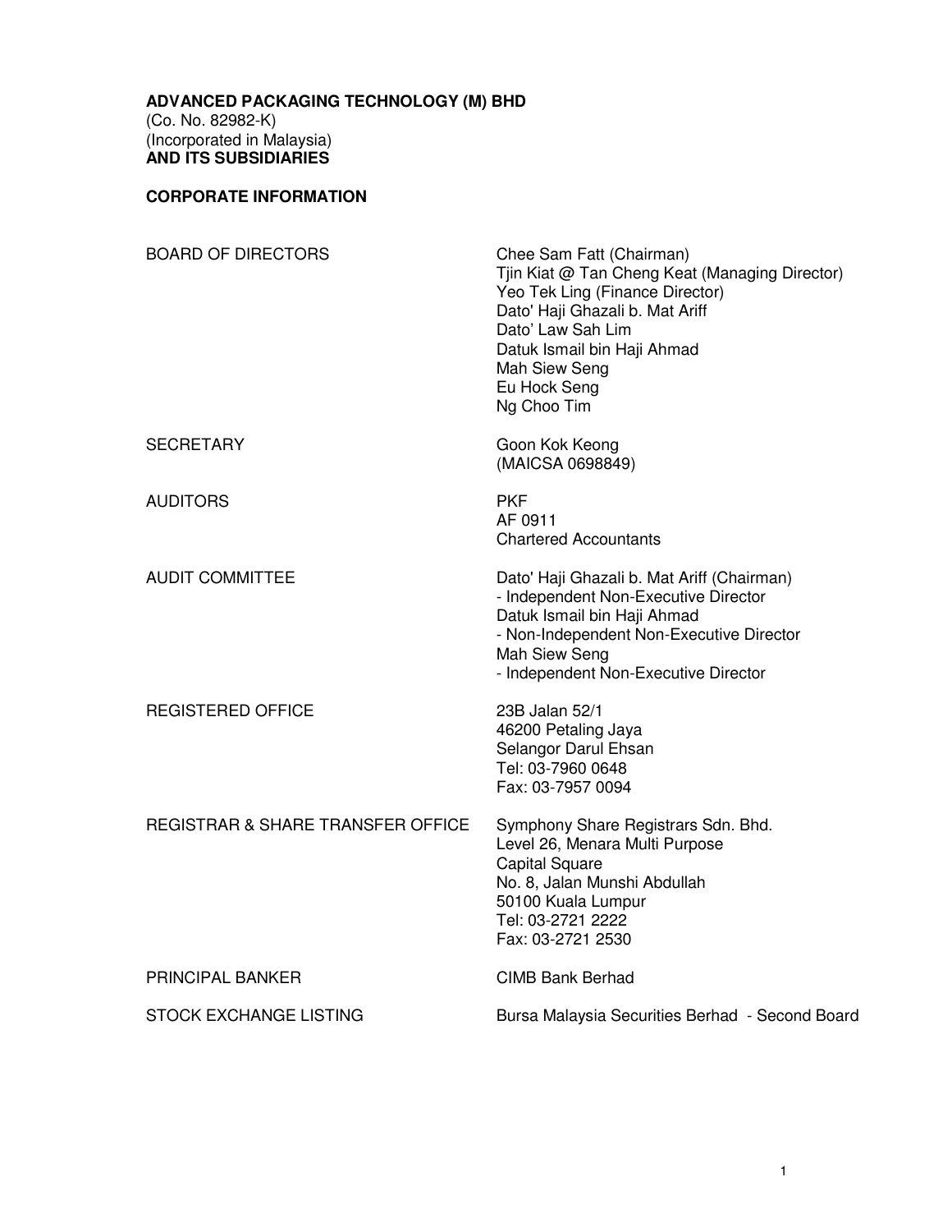**ADVANCED PACKAGING TECHNOLOGY (M) BHD**
(Co. No. 82982-K)
(Incorporated in Malaysia)
**AND ITS SUBSIDIARIES**

## CORPORATE INFORMATION

| | |
|---|---|
| BOARD OF DIRECTORS | Chee Sam Fatt (Chairman)<br>Tjin Kiat @ Tan Cheng Keat (Managing Director)<br>Yeo Tek Ling (Finance Director)<br>Dato' Haji Ghazali b. Mat Ariff<br>Dato' Law Sah Lim<br>Datuk Ismail bin Haji Ahmad<br>Mah Siew Seng<br>Eu Hock Seng<br>Ng Choo Tim |
| SECRETARY | Goon Kok Keong<br>(MAICSA 0698849) |
| AUDITORS | PKF<br>AF 0911<br>Chartered Accountants |
| AUDIT COMMITTEE | Dato' Haji Ghazali b. Mat Ariff (Chairman)<br>- Independent Non-Executive Director<br>Datuk Ismail bin Haji Ahmad<br>- Non-Independent Non-Executive Director<br>Mah Siew Seng<br>- Independent Non-Executive Director |
| REGISTERED OFFICE | 23B Jalan 52/1<br>46200 Petaling Jaya<br>Selangor Darul Ehsan<br>Tel: 03-7960 0648<br>Fax: 03-7957 0094 |
| REGISTRAR & SHARE TRANSFER OFFICE | Symphony Share Registrars Sdn. Bhd.<br>Level 26, Menara Multi Purpose<br>Capital Square<br>No. 8, Jalan Munshi Abdullah<br>50100 Kuala Lumpur<br>Tel: 03-2721 2222<br>Fax: 03-2721 2530 |
| PRINCIPAL BANKER | CIMB Bank Berhad |
| STOCK EXCHANGE LISTING | Bursa Malaysia Securities Berhad - Second Board |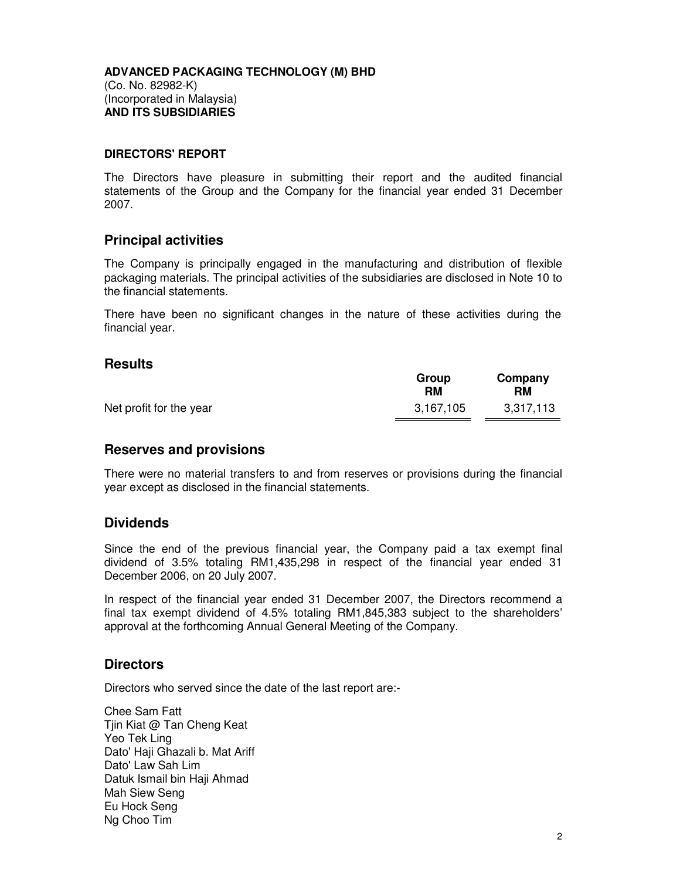**ADVANCED PACKAGING TECHNOLOGY (M) BHD**
(Co. No. 82982-K)
(Incorporated in Malaysia)
**AND ITS SUBSIDIARIES**

**DIRECTORS' REPORT**

The Directors have pleasure in submitting their report and the audited financial statements of the Group and the Company for the financial year ended 31 December 2007.

## Principal activities

The Company is principally engaged in the manufacturing and distribution of flexible packaging materials. The principal activities of the subsidiaries are disclosed in Note 10 to the financial statements.

There have been no significant changes in the nature of these activities during the financial year.

## Results

| | Group RM | Company RM |
|---|---|---|
| Net profit for the year | 3,167,105 | 3,317,113 |

## Reserves and provisions

There were no material transfers to and from reserves or provisions during the financial year except as disclosed in the financial statements.

## Dividends

Since the end of the previous financial year, the Company paid a tax exempt final dividend of 3.5% totaling RM1,435,298 in respect of the financial year ended 31 December 2006, on 20 July 2007.

In respect of the financial year ended 31 December 2007, the Directors recommend a final tax exempt dividend of 4.5% totaling RM1,845,383 subject to the shareholders' approval at the forthcoming Annual General Meeting of the Company.

## Directors

Directors who served since the date of the last report are:-

Chee Sam Fatt
Tjin Kiat @ Tan Cheng Keat
Yeo Tek Ling
Dato' Haji Ghazali b. Mat Ariff
Dato' Law Sah Lim
Datuk Ismail bin Haji Ahmad
Mah Siew Seng
Eu Hock Seng
Ng Choo Tim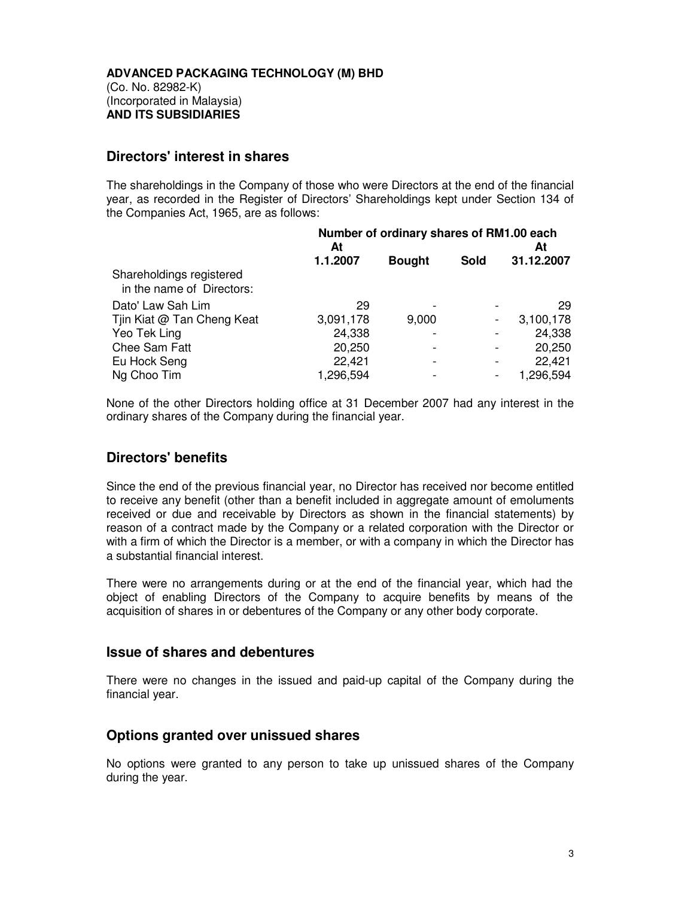**ADVANCED PACKAGING TECHNOLOGY (M) BHD**
(Co. No. 82982-K)
(Incorporated in Malaysia)
**AND ITS SUBSIDIARIES**

## Directors' interest in shares

The shareholdings in the Company of those who were Directors at the end of the financial year, as recorded in the Register of Directors' Shareholdings kept under Section 134 of the Companies Act, 1965, are as follows:

| | Number of ordinary shares of RM1.00 each | | | |
|---|---|---|---|---|
| | **At 1.1.2007** | **Bought** | **Sold** | **At 31.12.2007** |
| Shareholdings registered in the name of Directors: | | | | |
| Dato' Law Sah Lim | 29 | - | - | 29 |
| Tjin Kiat @ Tan Cheng Keat | 3,091,178 | 9,000 | - | 3,100,178 |
| Yeo Tek Ling | 24,338 | - | - | 24,338 |
| Chee Sam Fatt | 20,250 | - | - | 20,250 |
| Eu Hock Seng | 22,421 | - | - | 22,421 |
| Ng Choo Tim | 1,296,594 | - | - | 1,296,594 |

None of the other Directors holding office at 31 December 2007 had any interest in the ordinary shares of the Company during the financial year.

## Directors' benefits

Since the end of the previous financial year, no Director has received nor become entitled to receive any benefit (other than a benefit included in aggregate amount of emoluments received or due and receivable by Directors as shown in the financial statements) by reason of a contract made by the Company or a related corporation with the Director or with a firm of which the Director is a member, or with a company in which the Director has a substantial financial interest.

There were no arrangements during or at the end of the financial year, which had the object of enabling Directors of the Company to acquire benefits by means of the acquisition of shares in or debentures of the Company or any other body corporate.

## Issue of shares and debentures

There were no changes in the issued and paid-up capital of the Company during the financial year.

## Options granted over unissued shares

No options were granted to any person to take up unissued shares of the Company during the year.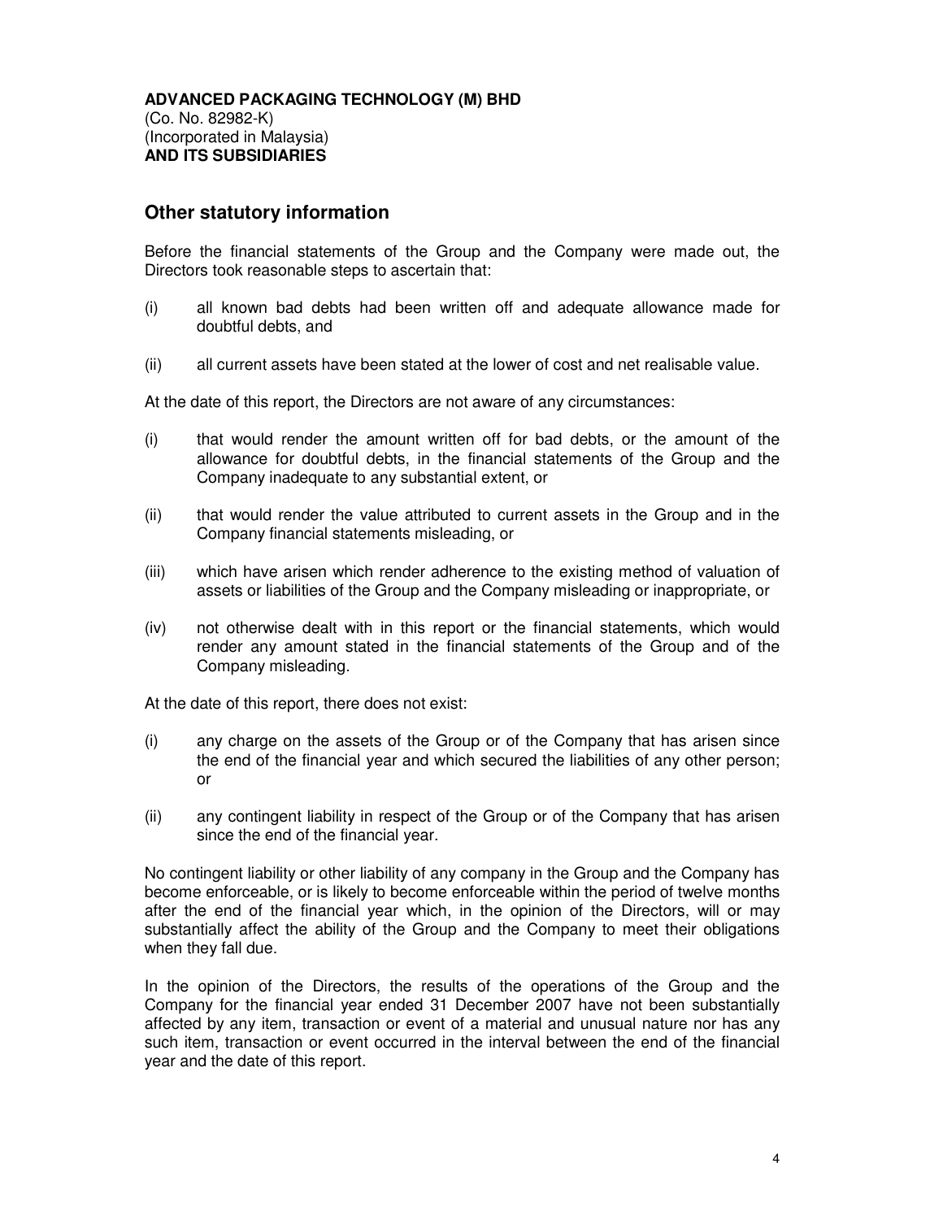**ADVANCED PACKAGING TECHNOLOGY (M) BHD**
(Co. No. 82982-K)
(Incorporated in Malaysia)
**AND ITS SUBSIDIARIES**

## Other statutory information

Before the financial statements of the Group and the Company were made out, the Directors took reasonable steps to ascertain that:

(i) all known bad debts had been written off and adequate allowance made for doubtful debts, and

(ii) all current assets have been stated at the lower of cost and net realisable value.

At the date of this report, the Directors are not aware of any circumstances:

(i) that would render the amount written off for bad debts, or the amount of the allowance for doubtful debts, in the financial statements of the Group and the Company inadequate to any substantial extent, or

(ii) that would render the value attributed to current assets in the Group and in the Company financial statements misleading, or

(iii) which have arisen which render adherence to the existing method of valuation of assets or liabilities of the Group and the Company misleading or inappropriate, or

(iv) not otherwise dealt with in this report or the financial statements, which would render any amount stated in the financial statements of the Group and of the Company misleading.

At the date of this report, there does not exist:

(i) any charge on the assets of the Group or of the Company that has arisen since the end of the financial year and which secured the liabilities of any other person; or

(ii) any contingent liability in respect of the Group or of the Company that has arisen since the end of the financial year.

No contingent liability or other liability of any company in the Group and the Company has become enforceable, or is likely to become enforceable within the period of twelve months after the end of the financial year which, in the opinion of the Directors, will or may substantially affect the ability of the Group and the Company to meet their obligations when they fall due.

In the opinion of the Directors, the results of the operations of the Group and the Company for the financial year ended 31 December 2007 have not been substantially affected by any item, transaction or event of a material and unusual nature nor has any such item, transaction or event occurred in the interval between the end of the financial year and the date of this report.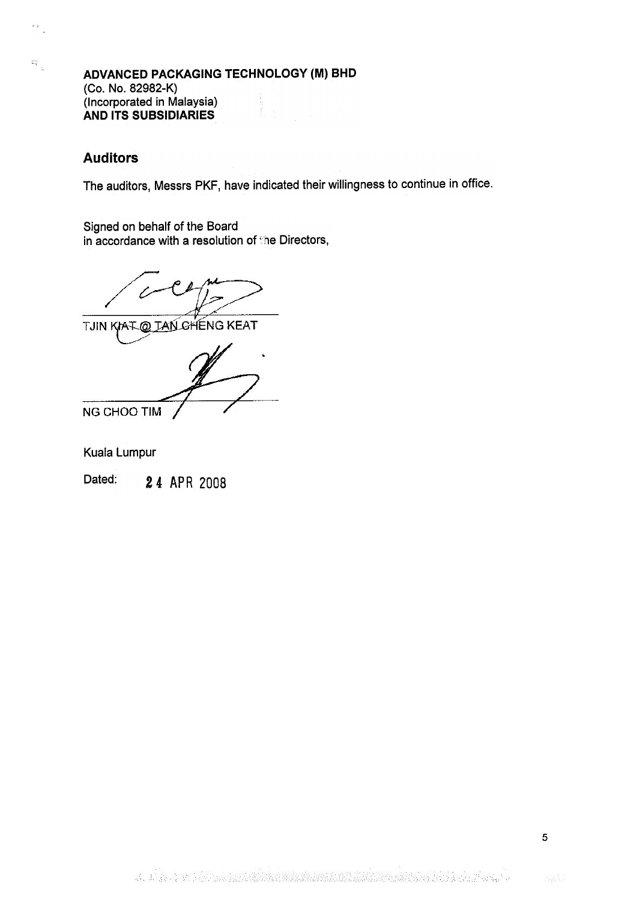**ADVANCED PACKAGING TECHNOLOGY (M) BHD**
(Co. No. 82982-K)
(Incorporated in Malaysia)
**AND ITS SUBSIDIARIES**

## Auditors

The auditors, Messrs PKF, have indicated their willingness to continue in office.

Signed on behalf of the Board
in accordance with a resolution of the Directors,

TJIN KIAT @ TAN CHENG KEAT

NG CHOO TIM

Kuala Lumpur

Dated: 24 APR 2008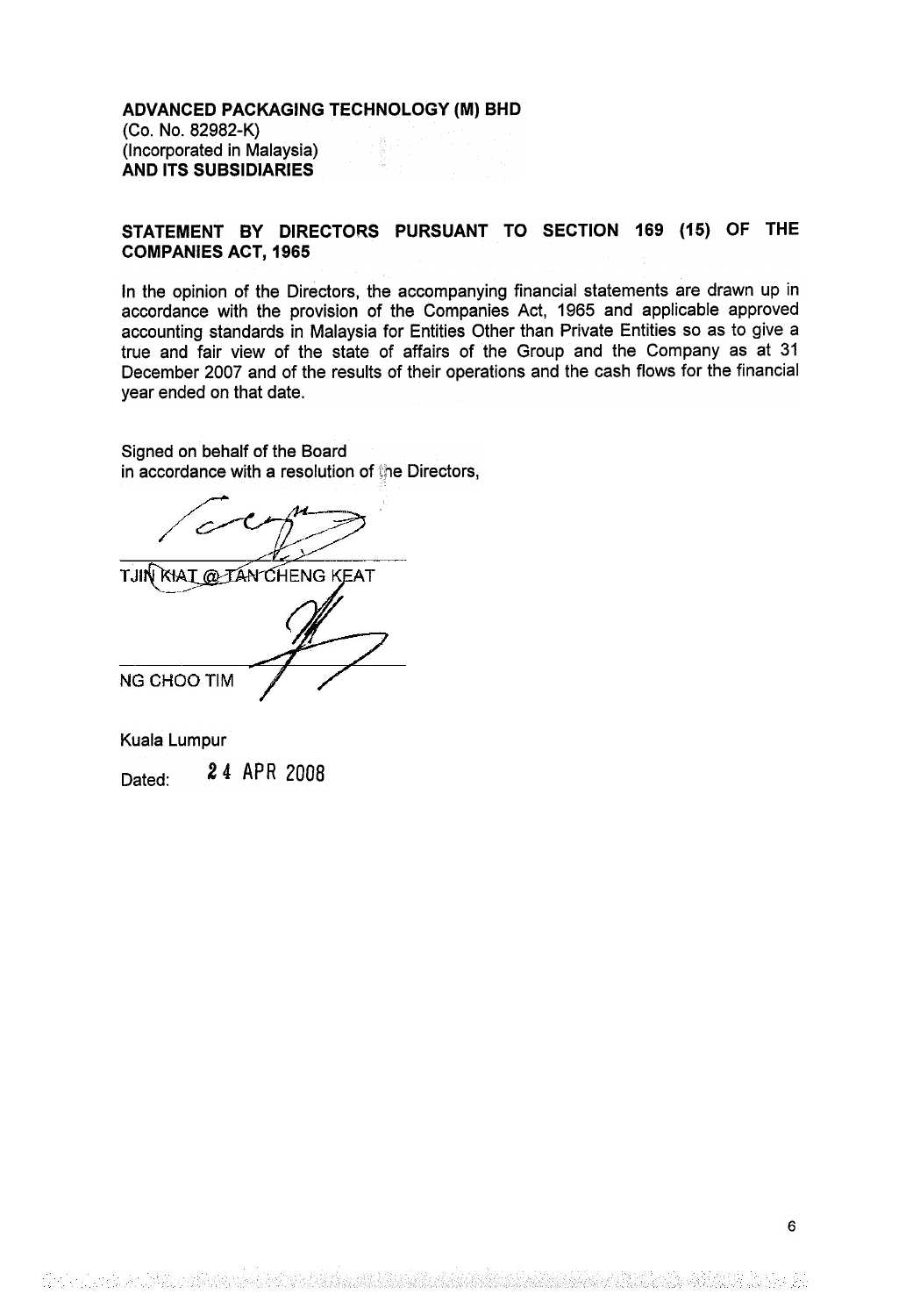**ADVANCED PACKAGING TECHNOLOGY (M) BHD**
(Co. No. 82982-K)
(Incorporated in Malaysia)
**AND ITS SUBSIDIARIES**

## STATEMENT BY DIRECTORS PURSUANT TO SECTION 169 (15) OF THE COMPANIES ACT, 1965

In the opinion of the Directors, the accompanying financial statements are drawn up in accordance with the provision of the Companies Act, 1965 and applicable approved accounting standards in Malaysia for Entities Other than Private Entities so as to give a true and fair view of the state of affairs of the Group and the Company as at 31 December 2007 and of the results of their operations and the cash flows for the financial year ended on that date.

Signed on behalf of the Board
in accordance with a resolution of the Directors,

TJIN KIAT @ TAN CHENG KEAT

NG CHOO TIM

Kuala Lumpur

Dated: 24 APR 2008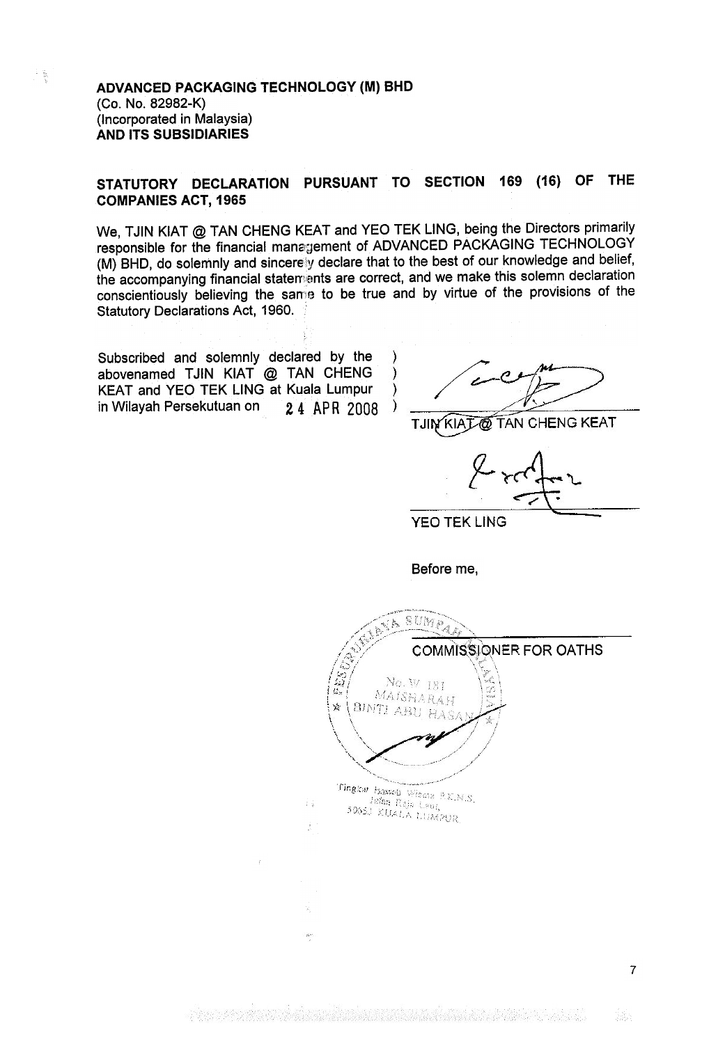**ADVANCED PACKAGING TECHNOLOGY (M) BHD**
(Co. No. 82982-K)
(Incorporated in Malaysia)
**AND ITS SUBSIDIARIES**

## STATUTORY DECLARATION PURSUANT TO SECTION 169 (16) OF THE COMPANIES ACT, 1965

We, TJIN KIAT @ TAN CHENG KEAT and YEO TEK LING, being the Directors primarily responsible for the financial management of ADVANCED PACKAGING TECHNOLOGY (M) BHD, do solemnly and sincerely declare that to the best of our knowledge and belief, the accompanying financial statements are correct, and we make this solemn declaration conscientiously believing the same to be true and by virtue of the provisions of the Statutory Declarations Act, 1960.

Subscribed and solemnly declared by the abovenamed TJIN KIAT @ TAN CHENG KEAT and YEO TEK LING at Kuala Lumpur in Wilayah Persekutuan on 24 APR 2008

TJIN KIAT @ TAN CHENG KEAT

YEO TEK LING

Before me,

COMMISSIONER FOR OATHS

No. W 181
MAISHARAH BINTI ABU HASAN

Tingkat Bawah Wisma P.K.N.S.
Jalan Raja Laut,
50350 KUALA LUMPUR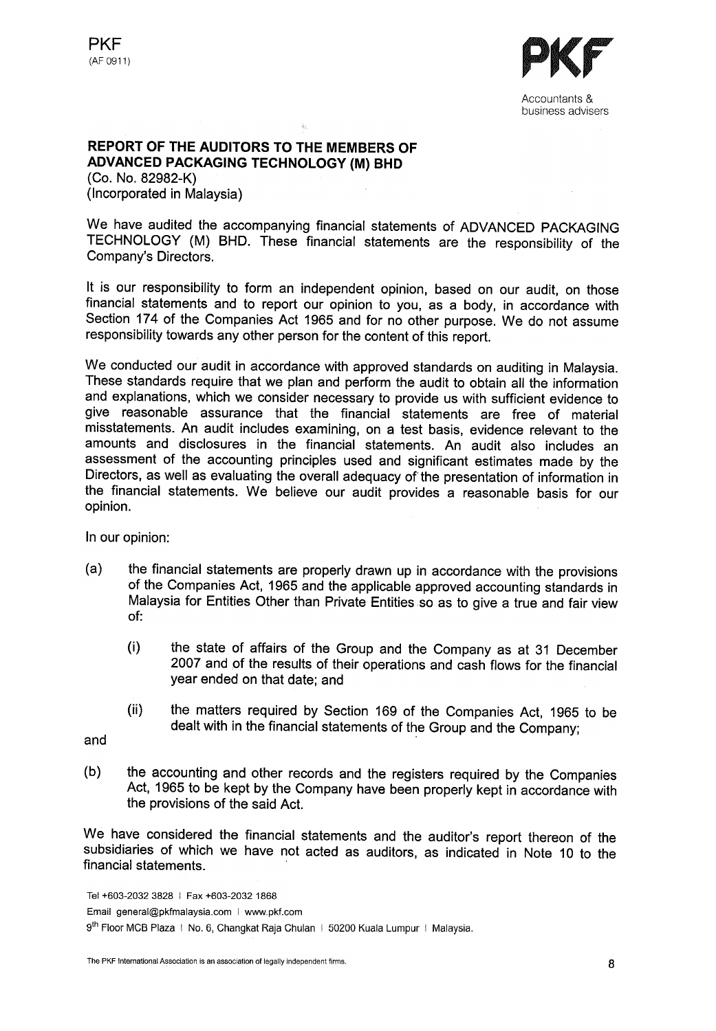PKF
(AF 0911)

PKF
Accountants & business advisers

**REPORT OF THE AUDITORS TO THE MEMBERS OF ADVANCED PACKAGING TECHNOLOGY (M) BHD**
(Co. No. 82982-K)
(Incorporated in Malaysia)

We have audited the accompanying financial statements of ADVANCED PACKAGING TECHNOLOGY (M) BHD. These financial statements are the responsibility of the Company's Directors.

It is our responsibility to form an independent opinion, based on our audit, on those financial statements and to report our opinion to you, as a body, in accordance with Section 174 of the Companies Act 1965 and for no other purpose. We do not assume responsibility towards any other person for the content of this report.

We conducted our audit in accordance with approved standards on auditing in Malaysia. These standards require that we plan and perform the audit to obtain all the information and explanations, which we consider necessary to provide us with sufficient evidence to give reasonable assurance that the financial statements are free of material misstatements. An audit includes examining, on a test basis, evidence relevant to the amounts and disclosures in the financial statements. An audit also includes an assessment of the accounting principles used and significant estimates made by the Directors, as well as evaluating the overall adequacy of the presentation of information in the financial statements. We believe our audit provides a reasonable basis for our opinion.

In our opinion:

(a) the financial statements are properly drawn up in accordance with the provisions of the Companies Act, 1965 and the applicable approved accounting standards in Malaysia for Entities Other than Private Entities so as to give a true and fair view of:

  (i) the state of affairs of the Group and the Company as at 31 December 2007 and of the results of their operations and cash flows for the financial year ended on that date; and

  (ii) the matters required by Section 169 of the Companies Act, 1965 to be dealt with in the financial statements of the Group and the Company;

and

(b) the accounting and other records and the registers required by the Companies Act, 1965 to be kept by the Company have been properly kept in accordance with the provisions of the said Act.

We have considered the financial statements and the auditor's report thereon of the subsidiaries of which we have not acted as auditors, as indicated in Note 10 to the financial statements.

Tel +603-2032 3828 | Fax +603-2032 1868
Email general@pkfmalaysia.com | www.pkf.com
9th Floor MCB Plaza | No. 6, Changkat Raja Chulan | 50200 Kuala Lumpur | Malaysia.

The PKF International Association is an association of legally independent firms.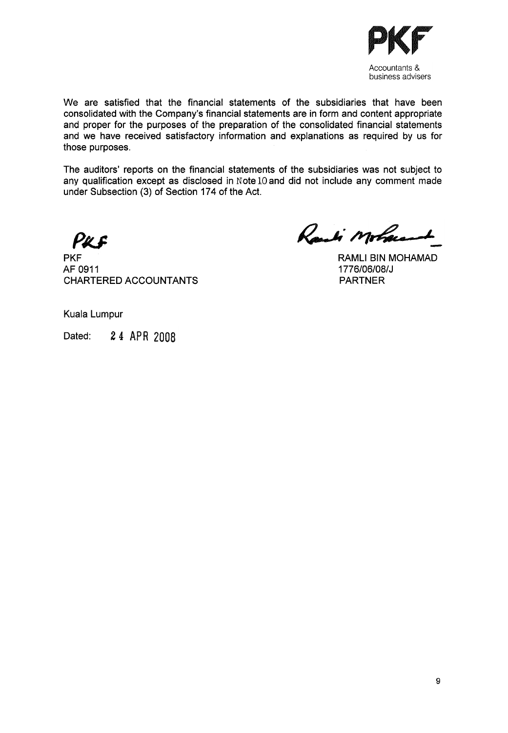We are satisfied that the financial statements of the subsidiaries that have been consolidated with the Company's financial statements are in form and content appropriate and proper for the purposes of the preparation of the consolidated financial statements and we have received satisfactory information and explanations as required by us for those purposes.

The auditors' reports on the financial statements of the subsidiaries was not subject to any qualification except as disclosed in Note 10 and did not include any comment made under Subsection (3) of Section 174 of the Act.

PKF
AF 0911
CHARTERED ACCOUNTANTS

RAMLI BIN MOHAMAD
1776/06/08/J
PARTNER

Kuala Lumpur

Dated: 24 APR 2008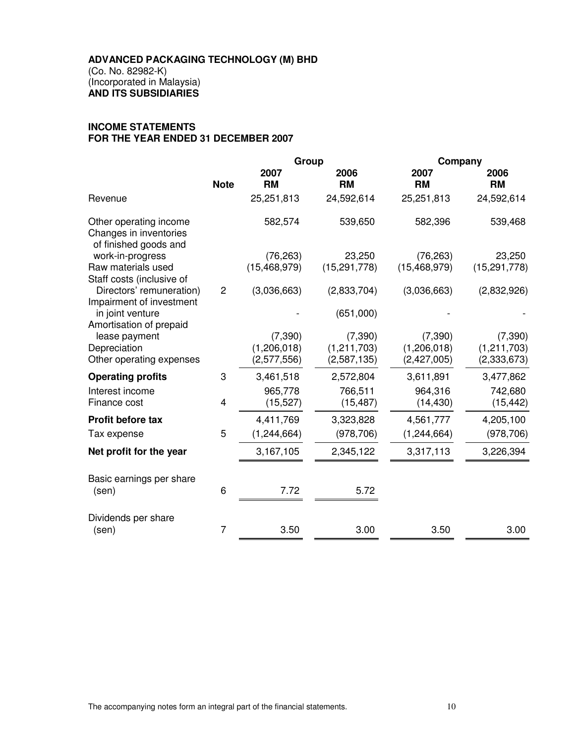**ADVANCED PACKAGING TECHNOLOGY (M) BHD**
(Co. No. 82982-K)
(Incorporated in Malaysia)
**AND ITS SUBSIDIARIES**

## INCOME STATEMENTS
## FOR THE YEAR ENDED 31 DECEMBER 2007

| | | Group | | Company | |
|---|---|---|---|---|---|
| | **Note** | **2007 RM** | **2006 RM** | **2007 RM** | **2006 RM** |
| Revenue | | 25,251,813 | 24,592,614 | 25,251,813 | 24,592,614 |
| Other operating income | | 582,574 | 539,650 | 582,396 | 539,468 |
| Changes in inventories of finished goods and work-in-progress | | (76,263) | 23,250 | (76,263) | 23,250 |
| Raw materials used | | (15,468,979) | (15,291,778) | (15,468,979) | (15,291,778) |
| Staff costs (inclusive of Directors' remuneration) | 2 | (3,036,663) | (2,833,704) | (3,036,663) | (2,832,926) |
| Impairment of investment in joint venture | | - | (651,000) | - | - |
| Amortisation of prepaid lease payment | | (7,390) | (7,390) | (7,390) | (7,390) |
| Depreciation | | (1,206,018) | (1,211,703) | (1,206,018) | (1,211,703) |
| Other operating expenses | | (2,577,556) | (2,587,135) | (2,427,005) | (2,333,673) |
| **Operating profits** | 3 | 3,461,518 | 2,572,804 | 3,611,891 | 3,477,862 |
| Interest income | | 965,778 | 766,511 | 964,316 | 742,680 |
| Finance cost | 4 | (15,527) | (15,487) | (14,430) | (15,442) |
| **Profit before tax** | | 4,411,769 | 3,323,828 | 4,561,777 | 4,205,100 |
| Tax expense | 5 | (1,244,664) | (978,706) | (1,244,664) | (978,706) |
| **Net profit for the year** | | 3,167,105 | 2,345,122 | 3,317,113 | 3,226,394 |
| Basic earnings per share (sen) | 6 | 7.72 | 5.72 | | |
| Dividends per share (sen) | 7 | 3.50 | 3.00 | 3.50 | 3.00 |

The accompanying notes form an integral part of the financial statements.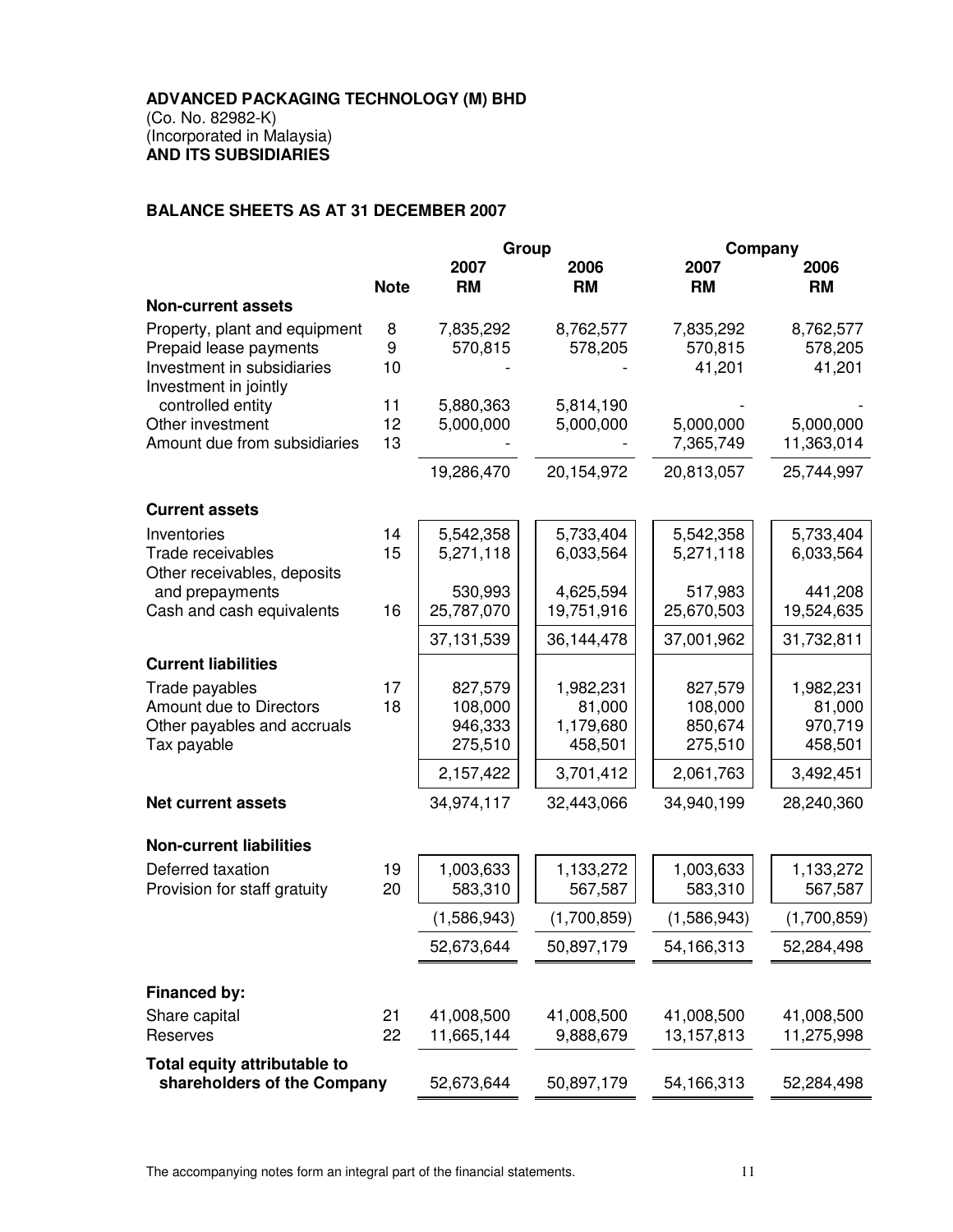**ADVANCED PACKAGING TECHNOLOGY (M) BHD**
(Co. No. 82982-K)
(Incorporated in Malaysia)
**AND ITS SUBSIDIARIES**

## BALANCE SHEETS AS AT 31 DECEMBER 2007

| | | Group | | Company | |
|---|---|---|---|---|---|
| | Note | 2007 RM | 2006 RM | 2007 RM | 2006 RM |
| **Non-current assets** | | | | | |
| Property, plant and equipment | 8 | 7,835,292 | 8,762,577 | 7,835,292 | 8,762,577 |
| Prepaid lease payments | 9 | 570,815 | 578,205 | 570,815 | 578,205 |
| Investment in subsidiaries | 10 | - | - | 41,201 | 41,201 |
| Investment in jointly controlled entity | 11 | 5,880,363 | 5,814,190 | - | - |
| Other investment | 12 | 5,000,000 | 5,000,000 | 5,000,000 | 5,000,000 |
| Amount due from subsidiaries | 13 | - | - | 7,365,749 | 11,363,014 |
| | | 19,286,470 | 20,154,972 | 20,813,057 | 25,744,997 |
| **Current assets** | | | | | |
| Inventories | 14 | 5,542,358 | 5,733,404 | 5,542,358 | 5,733,404 |
| Trade receivables | 15 | 5,271,118 | 6,033,564 | 5,271,118 | 6,033,564 |
| Other receivables, deposits and prepayments | | 530,993 | 4,625,594 | 517,983 | 441,208 |
| Cash and cash equivalents | 16 | 25,787,070 | 19,751,916 | 25,670,503 | 19,524,635 |
| | | 37,131,539 | 36,144,478 | 37,001,962 | 31,732,811 |
| **Current liabilities** | | | | | |
| Trade payables | 17 | 827,579 | 1,982,231 | 827,579 | 1,982,231 |
| Amount due to Directors | 18 | 108,000 | 81,000 | 108,000 | 81,000 |
| Other payables and accruals | | 946,333 | 1,179,680 | 850,674 | 970,719 |
| Tax payable | | 275,510 | 458,501 | 275,510 | 458,501 |
| | | 2,157,422 | 3,701,412 | 2,061,763 | 3,492,451 |
| **Net current assets** | | 34,974,117 | 32,443,066 | 34,940,199 | 28,240,360 |
| **Non-current liabilities** | | | | | |
| Deferred taxation | 19 | 1,003,633 | 1,133,272 | 1,003,633 | 1,133,272 |
| Provision for staff gratuity | 20 | 583,310 | 567,587 | 583,310 | 567,587 |
| | | (1,586,943) | (1,700,859) | (1,586,943) | (1,700,859) |
| | | 52,673,644 | 50,897,179 | 54,166,313 | 52,284,498 |
| **Financed by:** | | | | | |
| Share capital | 21 | 41,008,500 | 41,008,500 | 41,008,500 | 41,008,500 |
| Reserves | 22 | 11,665,144 | 9,888,679 | 13,157,813 | 11,275,998 |
| **Total equity attributable to shareholders of the Company** | | 52,673,644 | 50,897,179 | 54,166,313 | 52,284,498 |

The accompanying notes form an integral part of the financial statements.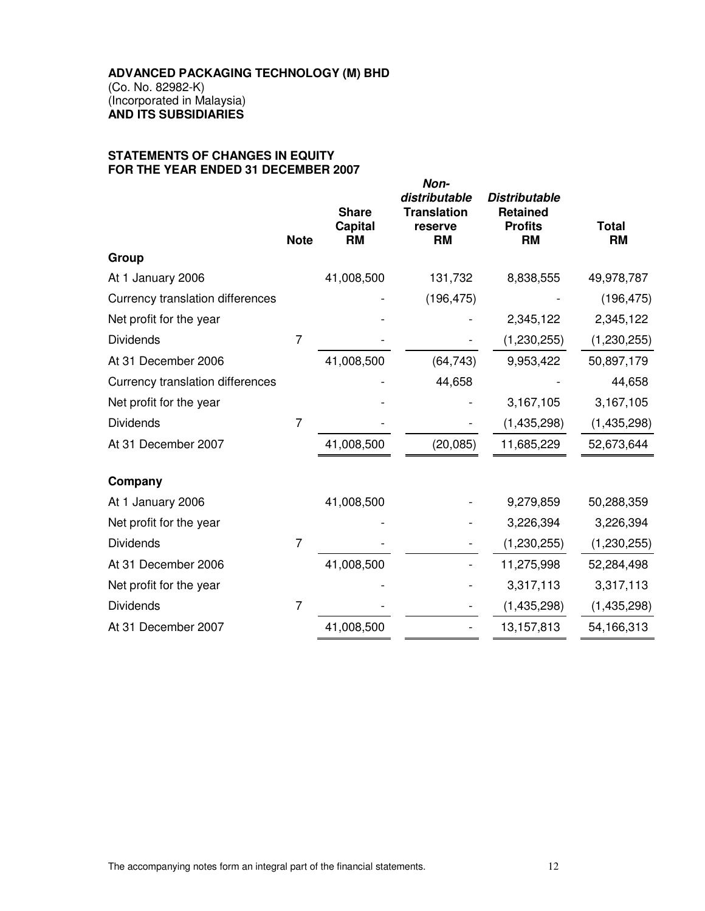**ADVANCED PACKAGING TECHNOLOGY (M) BHD**
(Co. No. 82982-K)
(Incorporated in Malaysia)
**AND ITS SUBSIDIARIES**

**STATEMENTS OF CHANGES IN EQUITY**
**FOR THE YEAR ENDED 31 DECEMBER 2007**

| | Note | Share Capital RM | *Non-distributable* Translation reserve RM | *Distributable* Retained Profits RM | Total RM |
|---|---|---|---|---|---|
| **Group** | | | | | |
| At 1 January 2006 | | 41,008,500 | 131,732 | 8,838,555 | 49,978,787 |
| Currency translation differences | | - | (196,475) | - | (196,475) |
| Net profit for the year | | - | - | 2,345,122 | 2,345,122 |
| Dividends | 7 | - | - | (1,230,255) | (1,230,255) |
| At 31 December 2006 | | 41,008,500 | (64,743) | 9,953,422 | 50,897,179 |
| Currency translation differences | | - | 44,658 | - | 44,658 |
| Net profit for the year | | - | - | 3,167,105 | 3,167,105 |
| Dividends | 7 | - | - | (1,435,298) | (1,435,298) |
| At 31 December 2007 | | 41,008,500 | (20,085) | 11,685,229 | 52,673,644 |
| | | | | | |
| **Company** | | | | | |
| At 1 January 2006 | | 41,008,500 | - | 9,279,859 | 50,288,359 |
| Net profit for the year | | - | - | 3,226,394 | 3,226,394 |
| Dividends | 7 | - | - | (1,230,255) | (1,230,255) |
| At 31 December 2006 | | 41,008,500 | - | 11,275,998 | 52,284,498 |
| Net profit for the year | | - | - | 3,317,113 | 3,317,113 |
| Dividends | 7 | - | - | (1,435,298) | (1,435,298) |
| At 31 December 2007 | | 41,008,500 | - | 13,157,813 | 54,166,313 |

The accompanying notes form an integral part of the financial statements.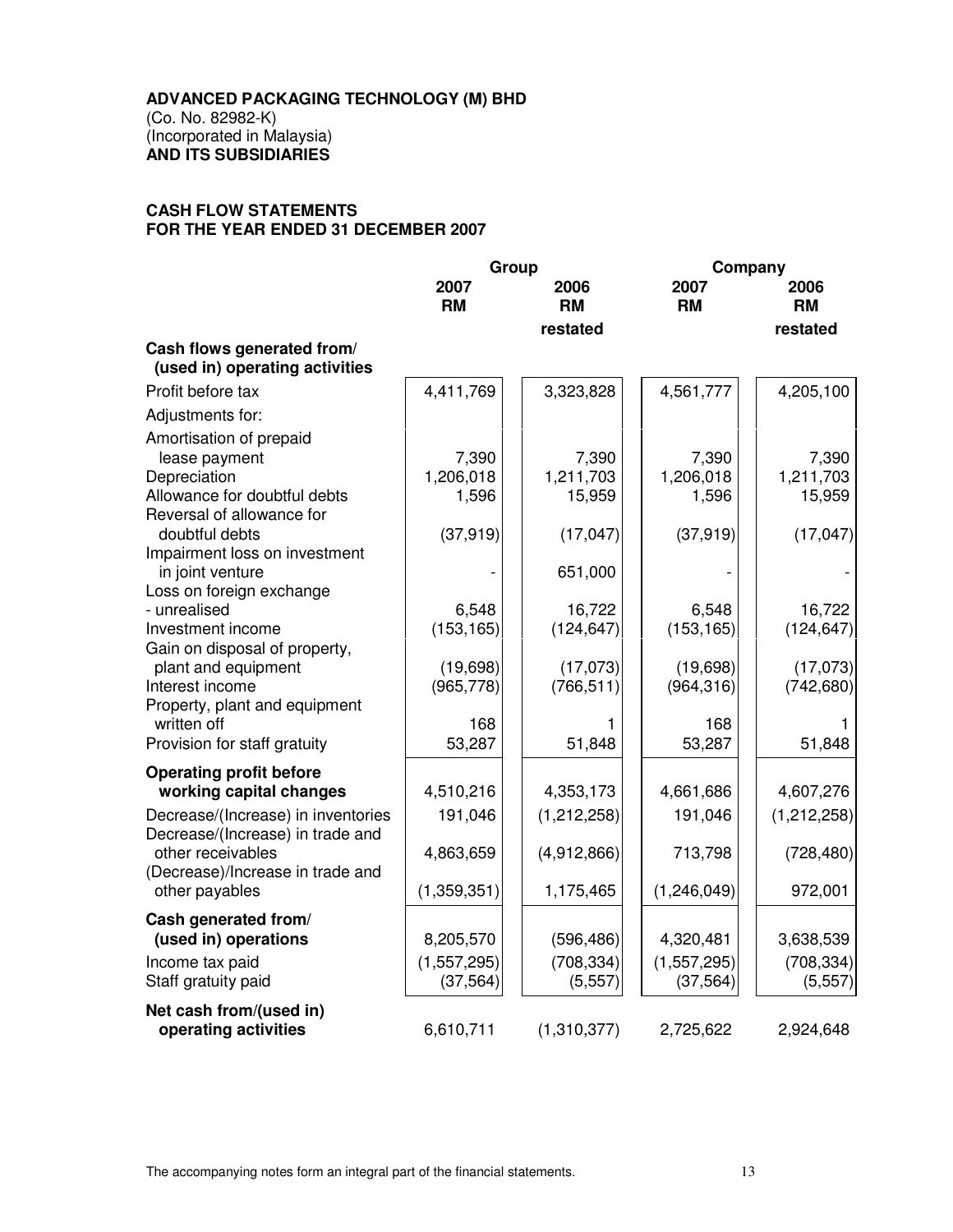**ADVANCED PACKAGING TECHNOLOGY (M) BHD**
(Co. No. 82982-K)
(Incorporated in Malaysia)
**AND ITS SUBSIDIARIES**

**CASH FLOW STATEMENTS**
**FOR THE YEAR ENDED 31 DECEMBER 2007**

| | Group | | Company | |
|---|---|---|---|---|
| | 2007 RM | 2006 RM restated | 2007 RM | 2006 RM restated |
| **Cash flows generated from/ (used in) operating activities** | | | | |
| Profit before tax | 4,411,769 | 3,323,828 | 4,561,777 | 4,205,100 |
| Adjustments for: | | | | |
| Amortisation of prepaid lease payment | 7,390 | 7,390 | 7,390 | 7,390 |
| Depreciation | 1,206,018 | 1,211,703 | 1,206,018 | 1,211,703 |
| Allowance for doubtful debts | 1,596 | 15,959 | 1,596 | 15,959 |
| Reversal of allowance for doubtful debts | (37,919) | (17,047) | (37,919) | (17,047) |
| Impairment loss on investment in joint venture | - | 651,000 | - | - |
| Loss on foreign exchange - unrealised | 6,548 | 16,722 | 6,548 | 16,722 |
| Investment income | (153,165) | (124,647) | (153,165) | (124,647) |
| Gain on disposal of property, plant and equipment | (19,698) | (17,073) | (19,698) | (17,073) |
| Interest income | (965,778) | (766,511) | (964,316) | (742,680) |
| Property, plant and equipment written off | 168 | 1 | 168 | 1 |
| Provision for staff gratuity | 53,287 | 51,848 | 53,287 | 51,848 |
| **Operating profit before working capital changes** | 4,510,216 | 4,353,173 | 4,661,686 | 4,607,276 |
| Decrease/(Increase) in inventories | 191,046 | (1,212,258) | 191,046 | (1,212,258) |
| Decrease/(Increase) in trade and other receivables | 4,863,659 | (4,912,866) | 713,798 | (728,480) |
| (Decrease)/Increase in trade and other payables | (1,359,351) | 1,175,465 | (1,246,049) | 972,001 |
| **Cash generated from/ (used in) operations** | 8,205,570 | (596,486) | 4,320,481 | 3,638,539 |
| Income tax paid | (1,557,295) | (708,334) | (1,557,295) | (708,334) |
| Staff gratuity paid | (37,564) | (5,557) | (37,564) | (5,557) |
| **Net cash from/(used in) operating activities** | 6,610,711 | (1,310,377) | 2,725,622 | 2,924,648 |

The accompanying notes form an integral part of the financial statements.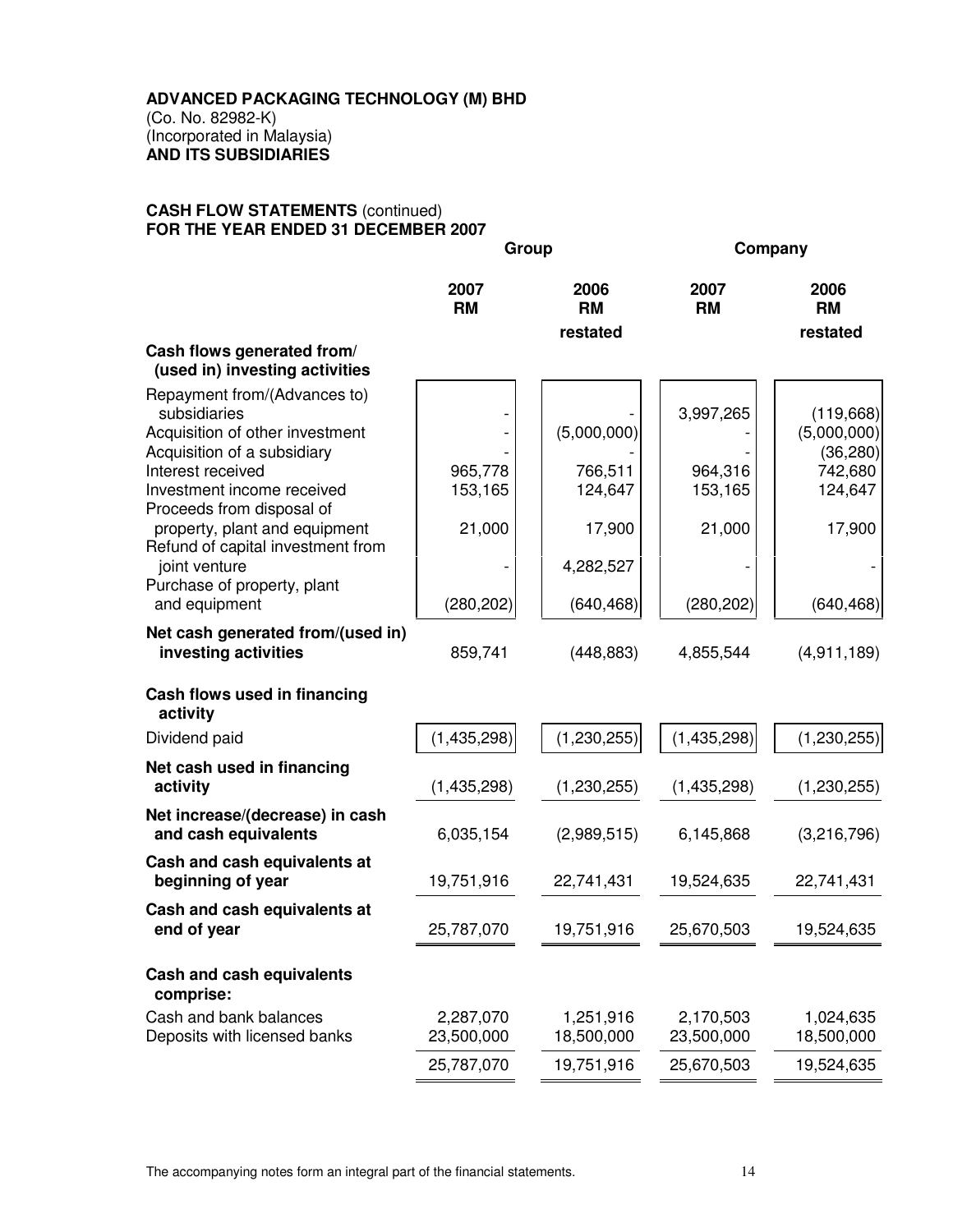**ADVANCED PACKAGING TECHNOLOGY (M) BHD**
(Co. No. 82982-K)
(Incorporated in Malaysia)
**AND ITS SUBSIDIARIES**

**CASH FLOW STATEMENTS** (continued)
**FOR THE YEAR ENDED 31 DECEMBER 2007**

| | Group | | Company | |
|---|---|---|---|---|
| | 2007 RM | 2006 RM restated | 2007 RM | 2006 RM restated |
| **Cash flows generated from/ (used in) investing activities** | | | | |
| Repayment from/(Advances to) subsidiaries | - | - | 3,997,265 | (119,668) |
| Acquisition of other investment | - | (5,000,000) | - | (5,000,000) |
| Acquisition of a subsidiary | - | - | - | (36,280) |
| Interest received | 965,778 | 766,511 | 964,316 | 742,680 |
| Investment income received | 153,165 | 124,647 | 153,165 | 124,647 |
| Proceeds from disposal of property, plant and equipment | 21,000 | 17,900 | 21,000 | 17,900 |
| Refund of capital investment from joint venture | - | 4,282,527 | - | - |
| Purchase of property, plant and equipment | (280,202) | (640,468) | (280,202) | (640,468) |
| **Net cash generated from/(used in) investing activities** | 859,741 | (448,883) | 4,855,544 | (4,911,189) |
| **Cash flows used in financing activity** | | | | |
| Dividend paid | (1,435,298) | (1,230,255) | (1,435,298) | (1,230,255) |
| **Net cash used in financing activity** | (1,435,298) | (1,230,255) | (1,435,298) | (1,230,255) |
| **Net increase/(decrease) in cash and cash equivalents** | 6,035,154 | (2,989,515) | 6,145,868 | (3,216,796) |
| **Cash and cash equivalents at beginning of year** | 19,751,916 | 22,741,431 | 19,524,635 | 22,741,431 |
| **Cash and cash equivalents at end of year** | 25,787,070 | 19,751,916 | 25,670,503 | 19,524,635 |
| **Cash and cash equivalents comprise:** | | | | |
| Cash and bank balances | 2,287,070 | 1,251,916 | 2,170,503 | 1,024,635 |
| Deposits with licensed banks | 23,500,000 | 18,500,000 | 23,500,000 | 18,500,000 |
| | 25,787,070 | 19,751,916 | 25,670,503 | 19,524,635 |

The accompanying notes form an integral part of the financial statements.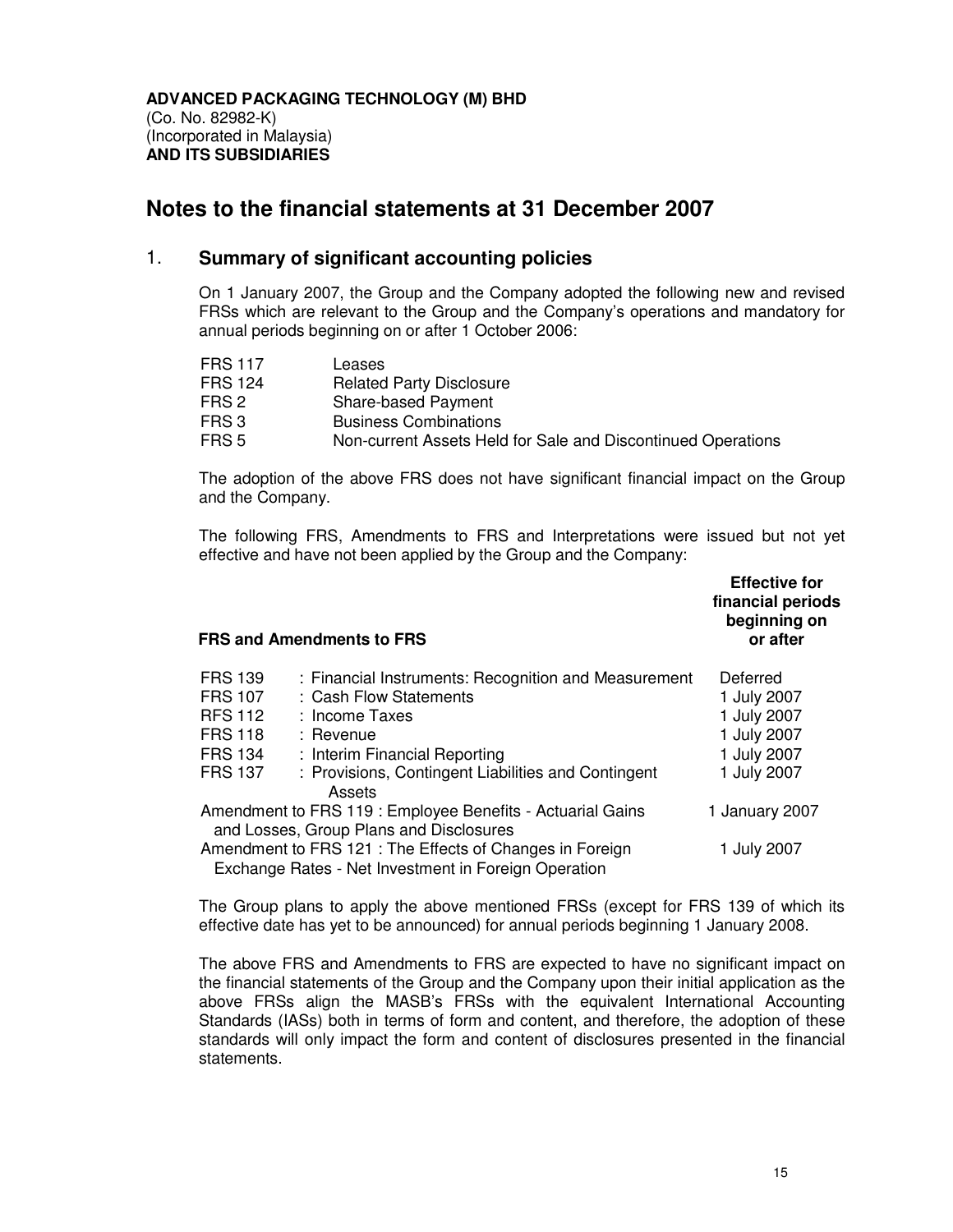**ADVANCED PACKAGING TECHNOLOGY (M) BHD**
(Co. No. 82982-K)
(Incorporated in Malaysia)
**AND ITS SUBSIDIARIES**

# Notes to the financial statements at 31 December 2007

## 1. Summary of significant accounting policies

On 1 January 2007, the Group and the Company adopted the following new and revised FRSs which are relevant to the Group and the Company's operations and mandatory for annual periods beginning on or after 1 October 2006:

| | |
|---|---|
| FRS 117 | Leases |
| FRS 124 | Related Party Disclosure |
| FRS 2 | Share-based Payment |
| FRS 3 | Business Combinations |
| FRS 5 | Non-current Assets Held for Sale and Discontinued Operations |

The adoption of the above FRS does not have significant financial impact on the Group and the Company.

The following FRS, Amendments to FRS and Interpretations were issued but not yet effective and have not been applied by the Group and the Company:

| **FRS and Amendments to FRS** | | **Effective for financial periods beginning on or after** |
|---|---|---|
| FRS 139 | : Financial Instruments: Recognition and Measurement | Deferred |
| FRS 107 | : Cash Flow Statements | 1 July 2007 |
| RFS 112 | : Income Taxes | 1 July 2007 |
| FRS 118 | : Revenue | 1 July 2007 |
| FRS 134 | : Interim Financial Reporting | 1 July 2007 |
| FRS 137 | : Provisions, Contingent Liabilities and Contingent Assets | 1 July 2007 |
| Amendment to FRS 119 : Employee Benefits - Actuarial Gains and Losses, Group Plans and Disclosures | | 1 January 2007 |
| Amendment to FRS 121 : The Effects of Changes in Foreign Exchange Rates - Net Investment in Foreign Operation | | 1 July 2007 |

The Group plans to apply the above mentioned FRSs (except for FRS 139 of which its effective date has yet to be announced) for annual periods beginning 1 January 2008.

The above FRS and Amendments to FRS are expected to have no significant impact on the financial statements of the Group and the Company upon their initial application as the above FRSs align the MASB's FRSs with the equivalent International Accounting Standards (IASs) both in terms of form and content, and therefore, the adoption of these standards will only impact the form and content of disclosures presented in the financial statements.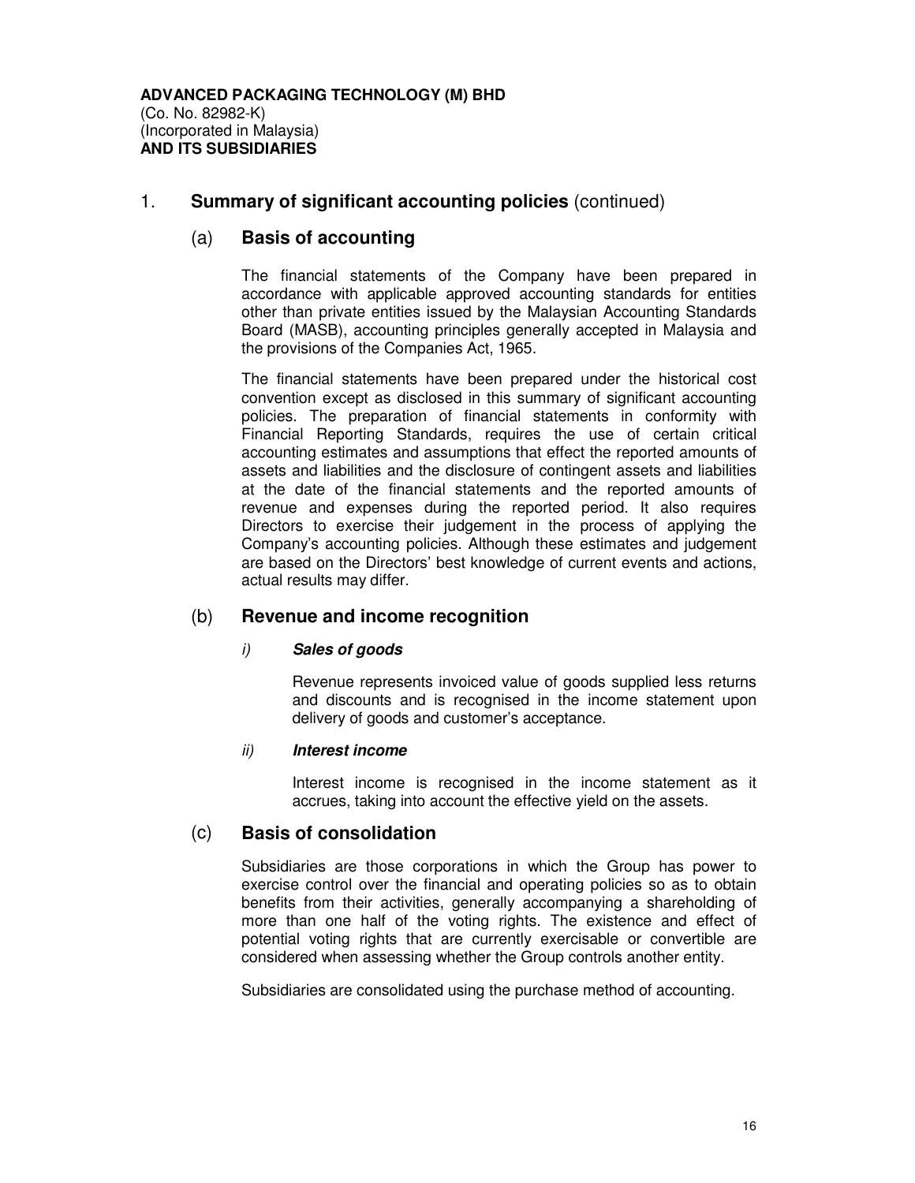**ADVANCED PACKAGING TECHNOLOGY (M) BHD**
(Co. No. 82982-K)
(Incorporated in Malaysia)
**AND ITS SUBSIDIARIES**

## 1. **Summary of significant accounting policies** (continued)

### (a) **Basis of accounting**

The financial statements of the Company have been prepared in accordance with applicable approved accounting standards for entities other than private entities issued by the Malaysian Accounting Standards Board (MASB), accounting principles generally accepted in Malaysia and the provisions of the Companies Act, 1965.

The financial statements have been prepared under the historical cost convention except as disclosed in this summary of significant accounting policies. The preparation of financial statements in conformity with Financial Reporting Standards, requires the use of certain critical accounting estimates and assumptions that effect the reported amounts of assets and liabilities and the disclosure of contingent assets and liabilities at the date of the financial statements and the reported amounts of revenue and expenses during the reported period. It also requires Directors to exercise their judgement in the process of applying the Company's accounting policies. Although these estimates and judgement are based on the Directors' best knowledge of current events and actions, actual results may differ.

### (b) **Revenue and income recognition**

#### *i)* ***Sales of goods***

Revenue represents invoiced value of goods supplied less returns and discounts and is recognised in the income statement upon delivery of goods and customer's acceptance.

#### *ii)* ***Interest income***

Interest income is recognised in the income statement as it accrues, taking into account the effective yield on the assets.

### (c) **Basis of consolidation**

Subsidiaries are those corporations in which the Group has power to exercise control over the financial and operating policies so as to obtain benefits from their activities, generally accompanying a shareholding of more than one half of the voting rights. The existence and effect of potential voting rights that are currently exercisable or convertible are considered when assessing whether the Group controls another entity.

Subsidiaries are consolidated using the purchase method of accounting.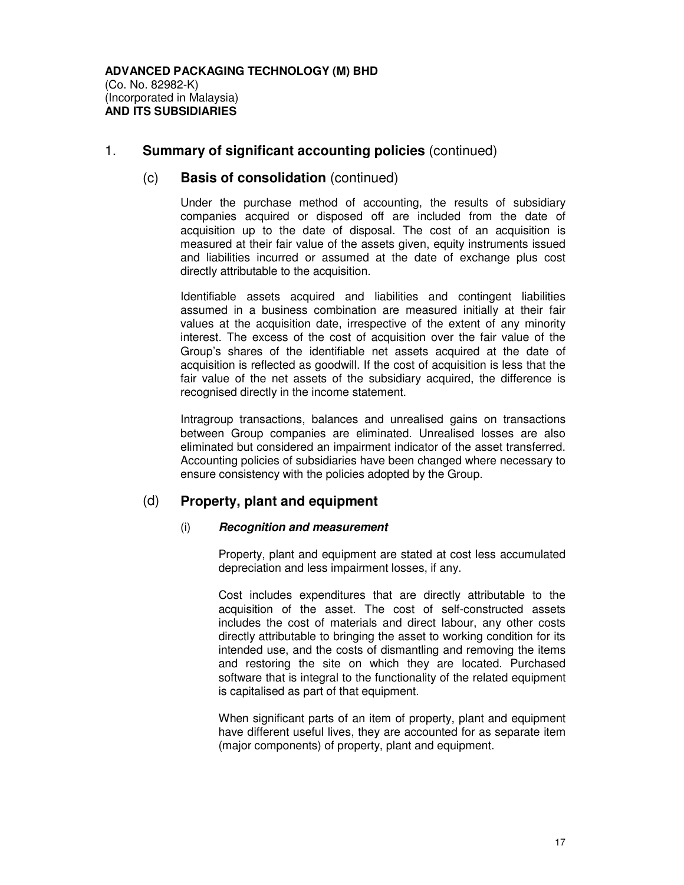**ADVANCED PACKAGING TECHNOLOGY (M) BHD**
(Co. No. 82982-K)
(Incorporated in Malaysia)
**AND ITS SUBSIDIARIES**

## 1. **Summary of significant accounting policies** (continued)

### (c) **Basis of consolidation** (continued)

Under the purchase method of accounting, the results of subsidiary companies acquired or disposed off are included from the date of acquisition up to the date of disposal. The cost of an acquisition is measured at their fair value of the assets given, equity instruments issued and liabilities incurred or assumed at the date of exchange plus cost directly attributable to the acquisition.

Identifiable assets acquired and liabilities and contingent liabilities assumed in a business combination are measured initially at their fair values at the acquisition date, irrespective of the extent of any minority interest. The excess of the cost of acquisition over the fair value of the Group's shares of the identifiable net assets acquired at the date of acquisition is reflected as goodwill. If the cost of acquisition is less that the fair value of the net assets of the subsidiary acquired, the difference is recognised directly in the income statement.

Intragroup transactions, balances and unrealised gains on transactions between Group companies are eliminated. Unrealised losses are also eliminated but considered an impairment indicator of the asset transferred. Accounting policies of subsidiaries have been changed where necessary to ensure consistency with the policies adopted by the Group.

### (d) **Property, plant and equipment**

#### (i) ***Recognition and measurement***

Property, plant and equipment are stated at cost less accumulated depreciation and less impairment losses, if any.

Cost includes expenditures that are directly attributable to the acquisition of the asset. The cost of self-constructed assets includes the cost of materials and direct labour, any other costs directly attributable to bringing the asset to working condition for its intended use, and the costs of dismantling and removing the items and restoring the site on which they are located. Purchased software that is integral to the functionality of the related equipment is capitalised as part of that equipment.

When significant parts of an item of property, plant and equipment have different useful lives, they are accounted for as separate item (major components) of property, plant and equipment.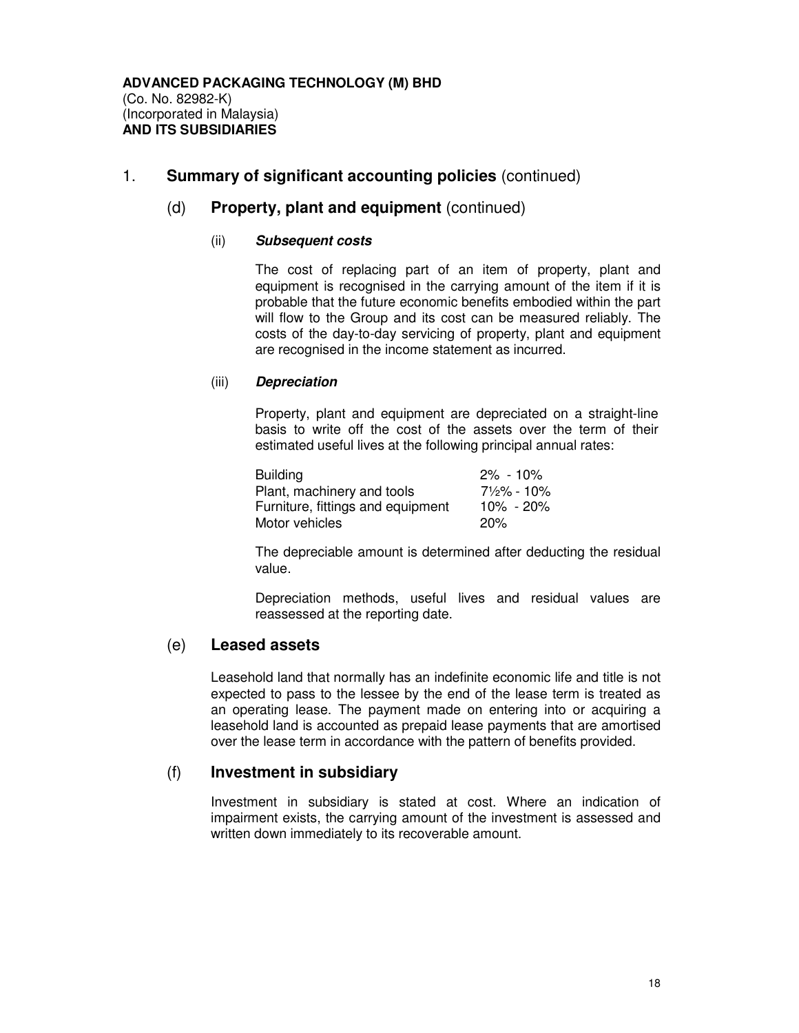**ADVANCED PACKAGING TECHNOLOGY (M) BHD**
(Co. No. 82982-K)
(Incorporated in Malaysia)
**AND ITS SUBSIDIARIES**

## 1. Summary of significant accounting policies (continued)

### (d) Property, plant and equipment (continued)

#### (ii) *Subsequent costs*

The cost of replacing part of an item of property, plant and equipment is recognised in the carrying amount of the item if it is probable that the future economic benefits embodied within the part will flow to the Group and its cost can be measured reliably. The costs of the day-to-day servicing of property, plant and equipment are recognised in the income statement as incurred.

#### (iii) *Depreciation*

Property, plant and equipment are depreciated on a straight-line basis to write off the cost of the assets over the term of their estimated useful lives at the following principal annual rates:

| | |
|---|---|
| Building | 2% - 10% |
| Plant, machinery and tools | 7½% - 10% |
| Furniture, fittings and equipment | 10% - 20% |
| Motor vehicles | 20% |

The depreciable amount is determined after deducting the residual value.

Depreciation methods, useful lives and residual values are reassessed at the reporting date.

### (e) Leased assets

Leasehold land that normally has an indefinite economic life and title is not expected to pass to the lessee by the end of the lease term is treated as an operating lease. The payment made on entering into or acquiring a leasehold land is accounted as prepaid lease payments that are amortised over the lease term in accordance with the pattern of benefits provided.

### (f) Investment in subsidiary

Investment in subsidiary is stated at cost. Where an indication of impairment exists, the carrying amount of the investment is assessed and written down immediately to its recoverable amount.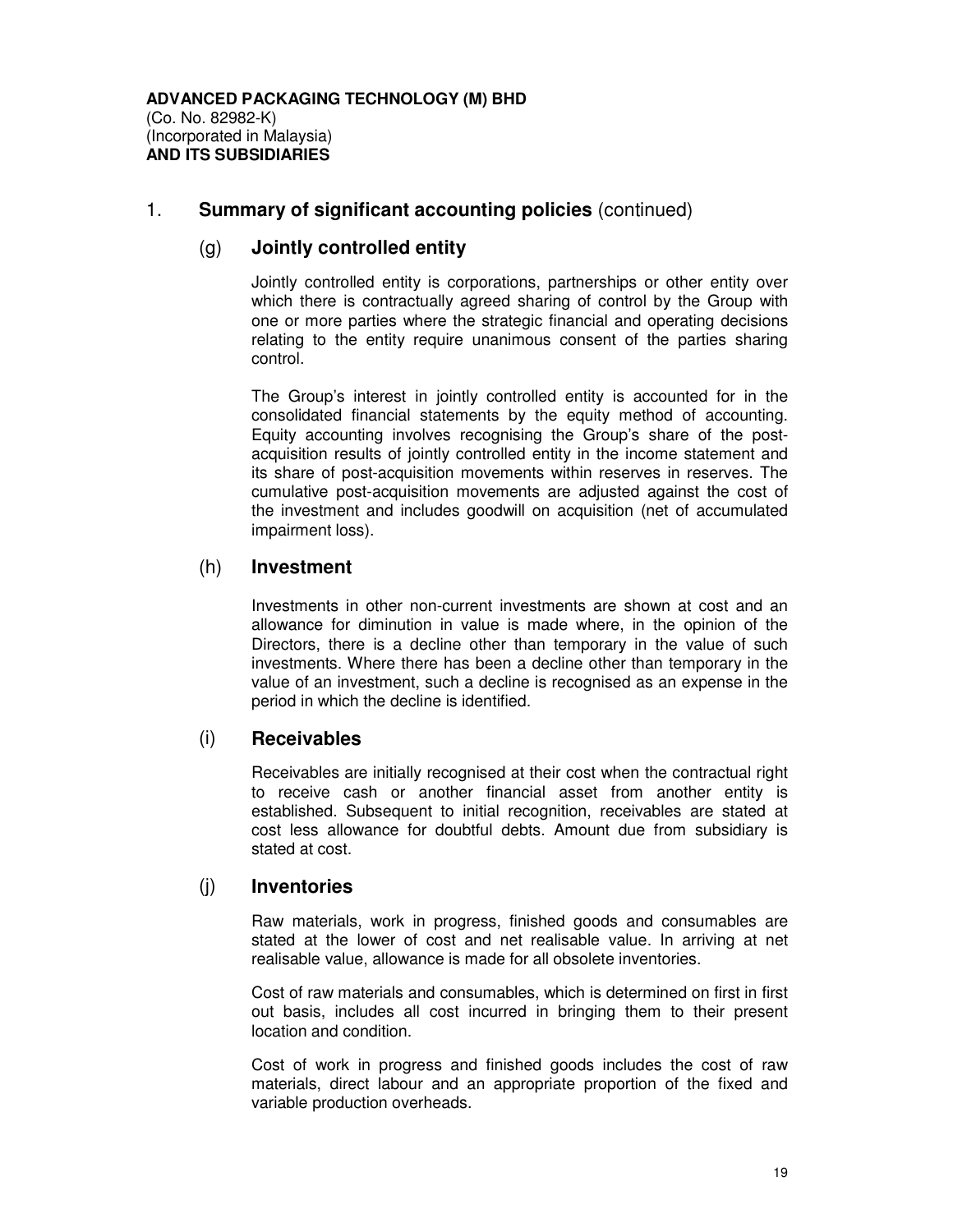**ADVANCED PACKAGING TECHNOLOGY (M) BHD**
(Co. No. 82982-K)
(Incorporated in Malaysia)
**AND ITS SUBSIDIARIES**

## 1. Summary of significant accounting policies (continued)

### (g) Jointly controlled entity

Jointly controlled entity is corporations, partnerships or other entity over which there is contractually agreed sharing of control by the Group with one or more parties where the strategic financial and operating decisions relating to the entity require unanimous consent of the parties sharing control.

The Group's interest in jointly controlled entity is accounted for in the consolidated financial statements by the equity method of accounting. Equity accounting involves recognising the Group's share of the post-acquisition results of jointly controlled entity in the income statement and its share of post-acquisition movements within reserves in reserves. The cumulative post-acquisition movements are adjusted against the cost of the investment and includes goodwill on acquisition (net of accumulated impairment loss).

### (h) Investment

Investments in other non-current investments are shown at cost and an allowance for diminution in value is made where, in the opinion of the Directors, there is a decline other than temporary in the value of such investments. Where there has been a decline other than temporary in the value of an investment, such a decline is recognised as an expense in the period in which the decline is identified.

### (i) Receivables

Receivables are initially recognised at their cost when the contractual right to receive cash or another financial asset from another entity is established. Subsequent to initial recognition, receivables are stated at cost less allowance for doubtful debts. Amount due from subsidiary is stated at cost.

### (j) Inventories

Raw materials, work in progress, finished goods and consumables are stated at the lower of cost and net realisable value. In arriving at net realisable value, allowance is made for all obsolete inventories.

Cost of raw materials and consumables, which is determined on first in first out basis, includes all cost incurred in bringing them to their present location and condition.

Cost of work in progress and finished goods includes the cost of raw materials, direct labour and an appropriate proportion of the fixed and variable production overheads.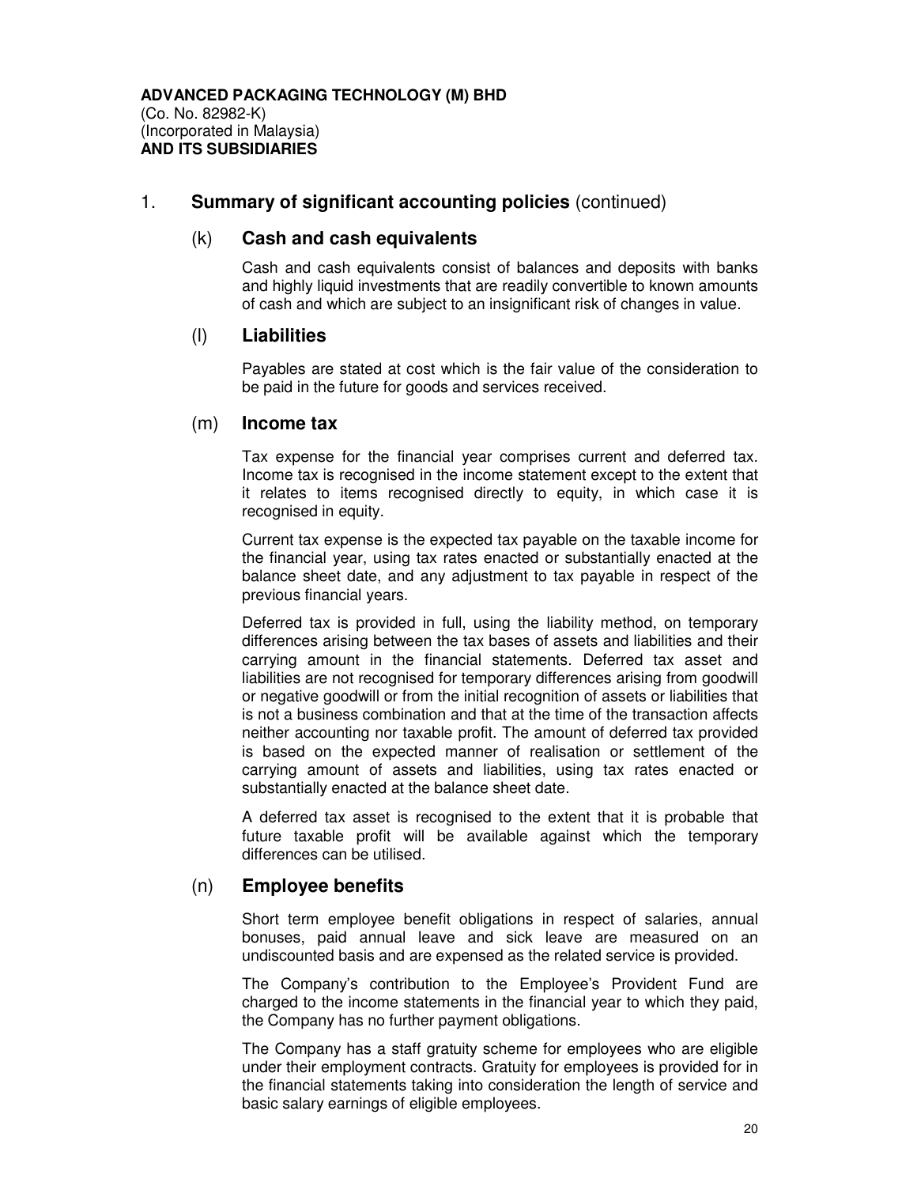**ADVANCED PACKAGING TECHNOLOGY (M) BHD**
(Co. No. 82982-K)
(Incorporated in Malaysia)
**AND ITS SUBSIDIARIES**

## 1. **Summary of significant accounting policies** (continued)

### (k) Cash and cash equivalents

Cash and cash equivalents consist of balances and deposits with banks and highly liquid investments that are readily convertible to known amounts of cash and which are subject to an insignificant risk of changes in value.

### (l) Liabilities

Payables are stated at cost which is the fair value of the consideration to be paid in the future for goods and services received.

### (m) Income tax

Tax expense for the financial year comprises current and deferred tax. Income tax is recognised in the income statement except to the extent that it relates to items recognised directly to equity, in which case it is recognised in equity.

Current tax expense is the expected tax payable on the taxable income for the financial year, using tax rates enacted or substantially enacted at the balance sheet date, and any adjustment to tax payable in respect of the previous financial years.

Deferred tax is provided in full, using the liability method, on temporary differences arising between the tax bases of assets and liabilities and their carrying amount in the financial statements. Deferred tax asset and liabilities are not recognised for temporary differences arising from goodwill or negative goodwill or from the initial recognition of assets or liabilities that is not a business combination and that at the time of the transaction affects neither accounting nor taxable profit. The amount of deferred tax provided is based on the expected manner of realisation or settlement of the carrying amount of assets and liabilities, using tax rates enacted or substantially enacted at the balance sheet date.

A deferred tax asset is recognised to the extent that it is probable that future taxable profit will be available against which the temporary differences can be utilised.

### (n) Employee benefits

Short term employee benefit obligations in respect of salaries, annual bonuses, paid annual leave and sick leave are measured on an undiscounted basis and are expensed as the related service is provided.

The Company's contribution to the Employee's Provident Fund are charged to the income statements in the financial year to which they paid, the Company has no further payment obligations.

The Company has a staff gratuity scheme for employees who are eligible under their employment contracts. Gratuity for employees is provided for in the financial statements taking into consideration the length of service and basic salary earnings of eligible employees.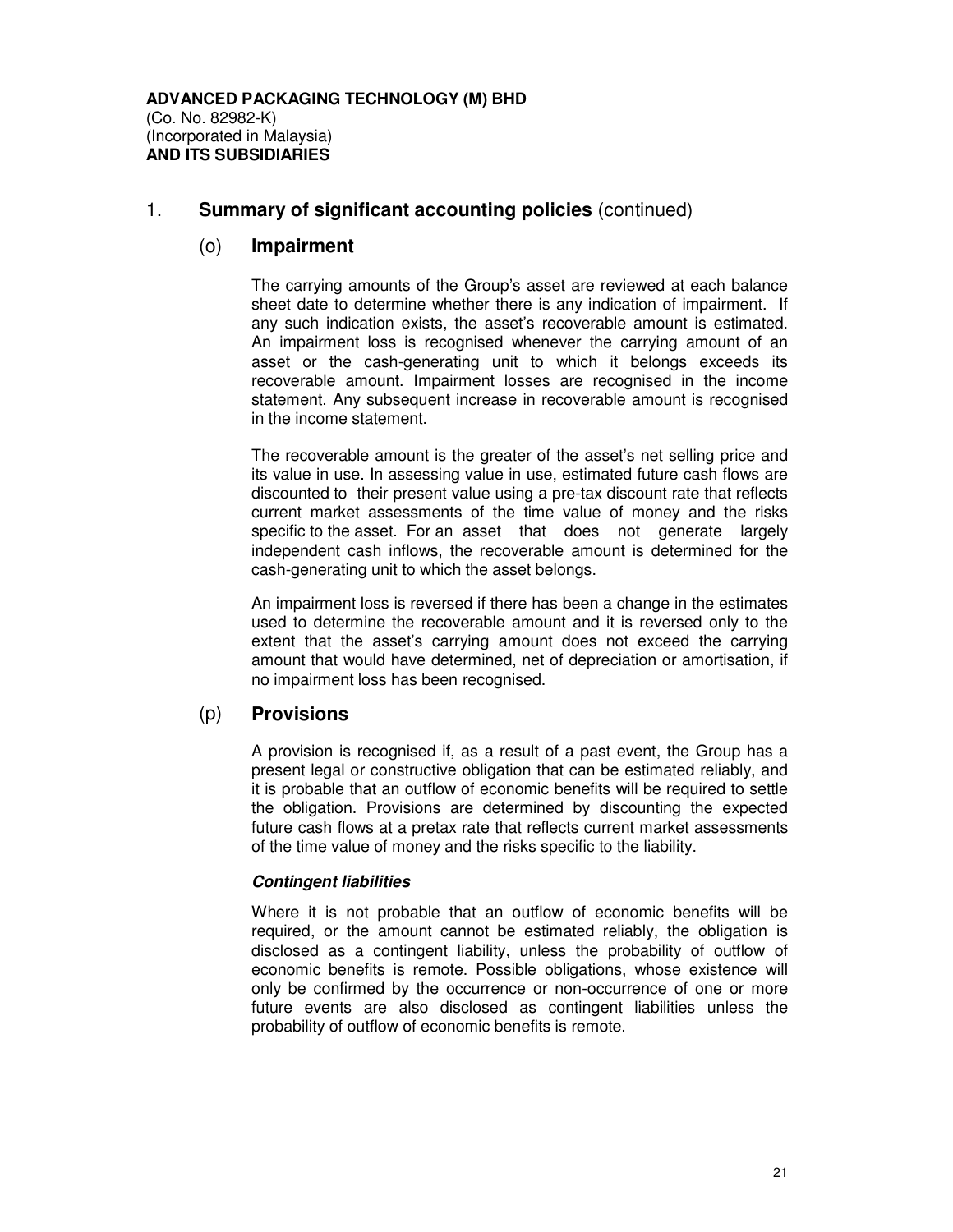**ADVANCED PACKAGING TECHNOLOGY (M) BHD**
(Co. No. 82982-K)
(Incorporated in Malaysia)
**AND ITS SUBSIDIARIES**

## 1. Summary of significant accounting policies (continued)

### (o) Impairment

The carrying amounts of the Group's asset are reviewed at each balance sheet date to determine whether there is any indication of impairment. If any such indication exists, the asset's recoverable amount is estimated. An impairment loss is recognised whenever the carrying amount of an asset or the cash-generating unit to which it belongs exceeds its recoverable amount. Impairment losses are recognised in the income statement. Any subsequent increase in recoverable amount is recognised in the income statement.

The recoverable amount is the greater of the asset's net selling price and its value in use. In assessing value in use, estimated future cash flows are discounted to their present value using a pre-tax discount rate that reflects current market assessments of the time value of money and the risks specific to the asset. For an asset that does not generate largely independent cash inflows, the recoverable amount is determined for the cash-generating unit to which the asset belongs.

An impairment loss is reversed if there has been a change in the estimates used to determine the recoverable amount and it is reversed only to the extent that the asset's carrying amount does not exceed the carrying amount that would have determined, net of depreciation or amortisation, if no impairment loss has been recognised.

### (p) Provisions

A provision is recognised if, as a result of a past event, the Group has a present legal or constructive obligation that can be estimated reliably, and it is probable that an outflow of economic benefits will be required to settle the obligation. Provisions are determined by discounting the expected future cash flows at a pretax rate that reflects current market assessments of the time value of money and the risks specific to the liability.

***Contingent liabilities***

Where it is not probable that an outflow of economic benefits will be required, or the amount cannot be estimated reliably, the obligation is disclosed as a contingent liability, unless the probability of outflow of economic benefits is remote. Possible obligations, whose existence will only be confirmed by the occurrence or non-occurrence of one or more future events are also disclosed as contingent liabilities unless the probability of outflow of economic benefits is remote.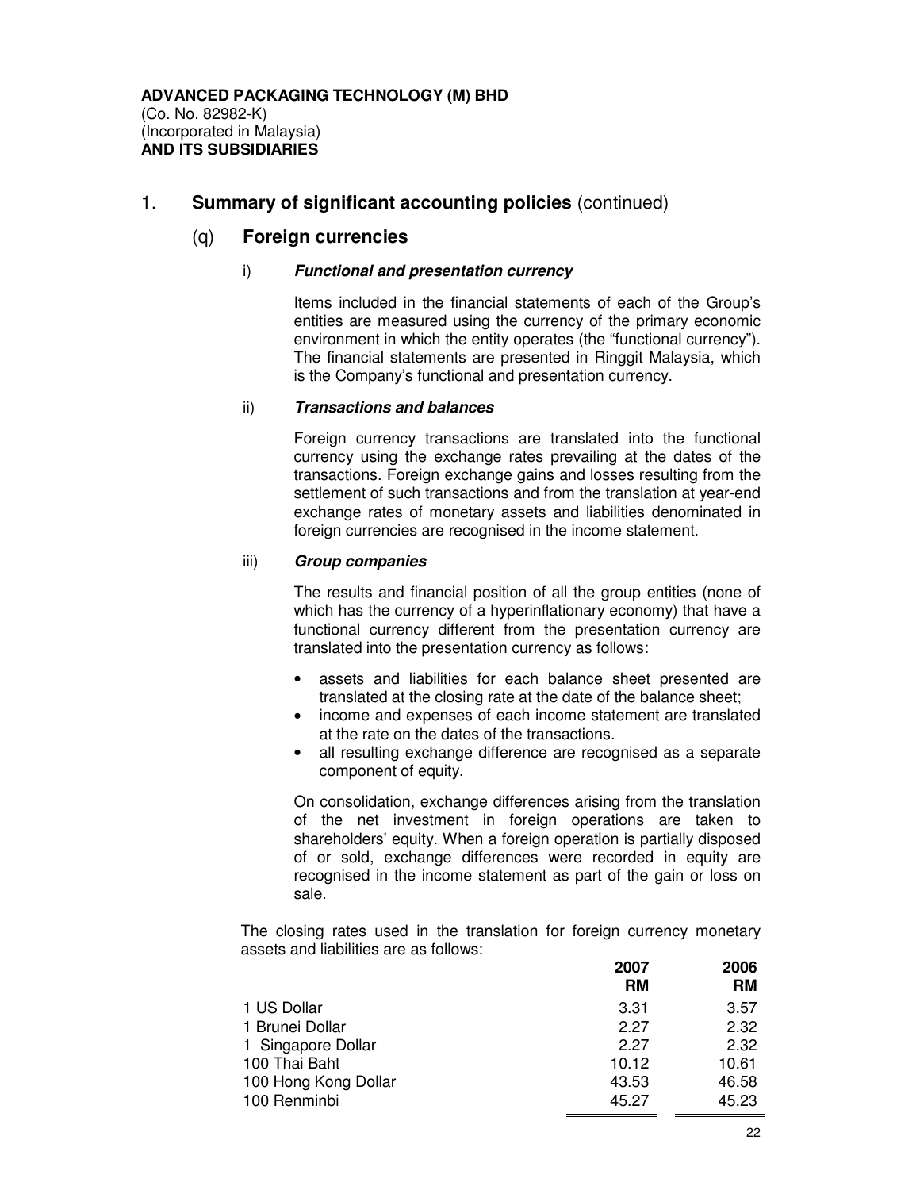**ADVANCED PACKAGING TECHNOLOGY (M) BHD**
(Co. No. 82982-K)
(Incorporated in Malaysia)
**AND ITS SUBSIDIARIES**

## 1. Summary of significant accounting policies (continued)

### (q) Foreign currencies

#### i) *Functional and presentation currency*

Items included in the financial statements of each of the Group's entities are measured using the currency of the primary economic environment in which the entity operates (the "functional currency"). The financial statements are presented in Ringgit Malaysia, which is the Company's functional and presentation currency.

#### ii) *Transactions and balances*

Foreign currency transactions are translated into the functional currency using the exchange rates prevailing at the dates of the transactions. Foreign exchange gains and losses resulting from the settlement of such transactions and from the translation at year-end exchange rates of monetary assets and liabilities denominated in foreign currencies are recognised in the income statement.

#### iii) *Group companies*

The results and financial position of all the group entities (none of which has the currency of a hyperinflationary economy) that have a functional currency different from the presentation currency are translated into the presentation currency as follows:

- assets and liabilities for each balance sheet presented are translated at the closing rate at the date of the balance sheet;
- income and expenses of each income statement are translated at the rate on the dates of the transactions.
- all resulting exchange difference are recognised as a separate component of equity.

On consolidation, exchange differences arising from the translation of the net investment in foreign operations are taken to shareholders' equity. When a foreign operation is partially disposed of or sold, exchange differences were recorded in equity are recognised in the income statement as part of the gain or loss on sale.

The closing rates used in the translation for foreign currency monetary assets and liabilities are as follows:

| | 2007 RM | 2006 RM |
|---|---|---|
| 1 US Dollar | 3.31 | 3.57 |
| 1 Brunei Dollar | 2.27 | 2.32 |
| 1 Singapore Dollar | 2.27 | 2.32 |
| 100 Thai Baht | 10.12 | 10.61 |
| 100 Hong Kong Dollar | 43.53 | 46.58 |
| 100 Renminbi | 45.27 | 45.23 |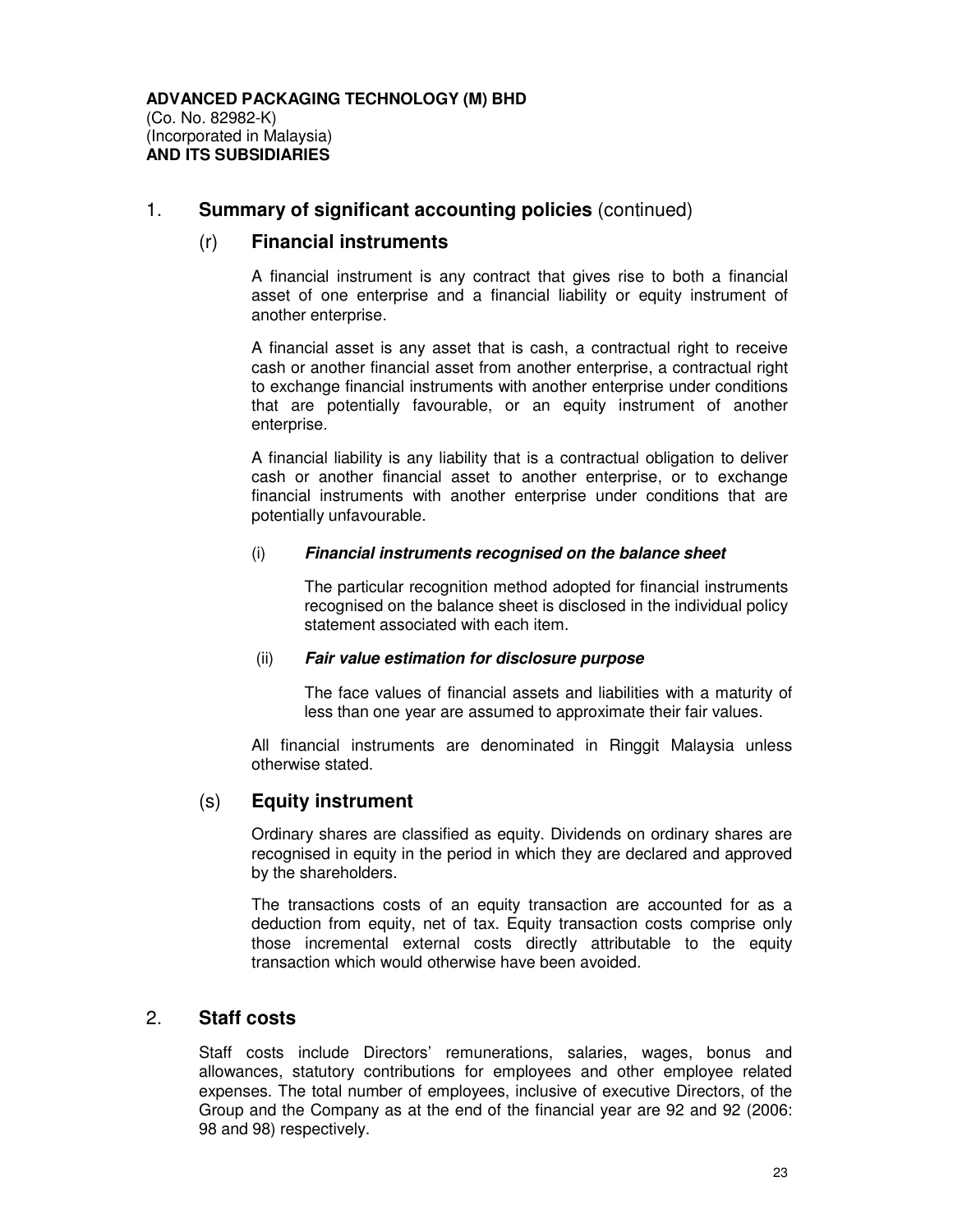**ADVANCED PACKAGING TECHNOLOGY (M) BHD**
(Co. No. 82982-K)
(Incorporated in Malaysia)
**AND ITS SUBSIDIARIES**

## 1. **Summary of significant accounting policies** (continued)

### (r) Financial instruments

A financial instrument is any contract that gives rise to both a financial asset of one enterprise and a financial liability or equity instrument of another enterprise.

A financial asset is any asset that is cash, a contractual right to receive cash or another financial asset from another enterprise, a contractual right to exchange financial instruments with another enterprise under conditions that are potentially favourable, or an equity instrument of another enterprise.

A financial liability is any liability that is a contractual obligation to deliver cash or another financial asset to another enterprise, or to exchange financial instruments with another enterprise under conditions that are potentially unfavourable.

(i) ***Financial instruments recognised on the balance sheet***

The particular recognition method adopted for financial instruments recognised on the balance sheet is disclosed in the individual policy statement associated with each item.

(ii) ***Fair value estimation for disclosure purpose***

The face values of financial assets and liabilities with a maturity of less than one year are assumed to approximate their fair values.

All financial instruments are denominated in Ringgit Malaysia unless otherwise stated.

### (s) Equity instrument

Ordinary shares are classified as equity. Dividends on ordinary shares are recognised in equity in the period in which they are declared and approved by the shareholders.

The transactions costs of an equity transaction are accounted for as a deduction from equity, net of tax. Equity transaction costs comprise only those incremental external costs directly attributable to the equity transaction which would otherwise have been avoided.

## 2. **Staff costs**

Staff costs include Directors' remunerations, salaries, wages, bonus and allowances, statutory contributions for employees and other employee related expenses. The total number of employees, inclusive of executive Directors, of the Group and the Company as at the end of the financial year are 92 and 92 (2006: 98 and 98) respectively.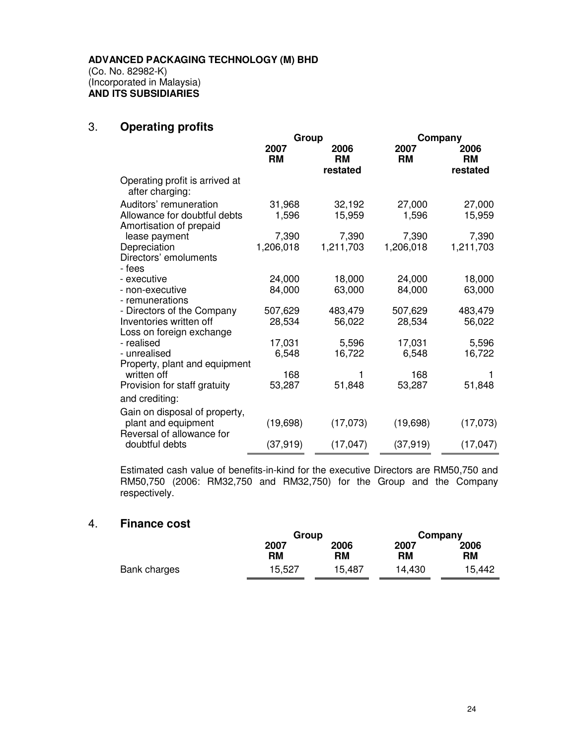**ADVANCED PACKAGING TECHNOLOGY (M) BHD**
(Co. No. 82982-K)
(Incorporated in Malaysia)
**AND ITS SUBSIDIARIES**

## 3. Operating profits

| | Group | | Company | |
|---|---|---|---|---|
| | **2007 RM** | **2006 RM restated** | **2007 RM** | **2006 RM restated** |
| Operating profit is arrived at after charging: | | | | |
| Auditors' remuneration | 31,968 | 32,192 | 27,000 | 27,000 |
| Allowance for doubtful debts | 1,596 | 15,959 | 1,596 | 15,959 |
| Amortisation of prepaid lease payment | 7,390 | 7,390 | 7,390 | 7,390 |
| Depreciation | 1,206,018 | 1,211,703 | 1,206,018 | 1,211,703 |
| Directors' emoluments | | | | |
| - fees | | | | |
| - executive | 24,000 | 18,000 | 24,000 | 18,000 |
| - non-executive | 84,000 | 63,000 | 84,000 | 63,000 |
| - remunerations | | | | |
| - Directors of the Company | 507,629 | 483,479 | 507,629 | 483,479 |
| Inventories written off | 28,534 | 56,022 | 28,534 | 56,022 |
| Loss on foreign exchange | | | | |
| - realised | 17,031 | 5,596 | 17,031 | 5,596 |
| - unrealised | 6,548 | 16,722 | 6,548 | 16,722 |
| Property, plant and equipment written off | 168 | 1 | 168 | 1 |
| Provision for staff gratuity | 53,287 | 51,848 | 53,287 | 51,848 |
| and crediting: | | | | |
| Gain on disposal of property, plant and equipment | (19,698) | (17,073) | (19,698) | (17,073) |
| Reversal of allowance for doubtful debts | (37,919) | (17,047) | (37,919) | (17,047) |

Estimated cash value of benefits-in-kind for the executive Directors are RM50,750 and RM50,750 (2006: RM32,750 and RM32,750) for the Group and the Company respectively.

## 4. Finance cost

| | Group | | Company | |
|---|---|---|---|---|
| | **2007 RM** | **2006 RM** | **2007 RM** | **2006 RM** |
| Bank charges | 15,527 | 15,487 | 14,430 | 15,442 |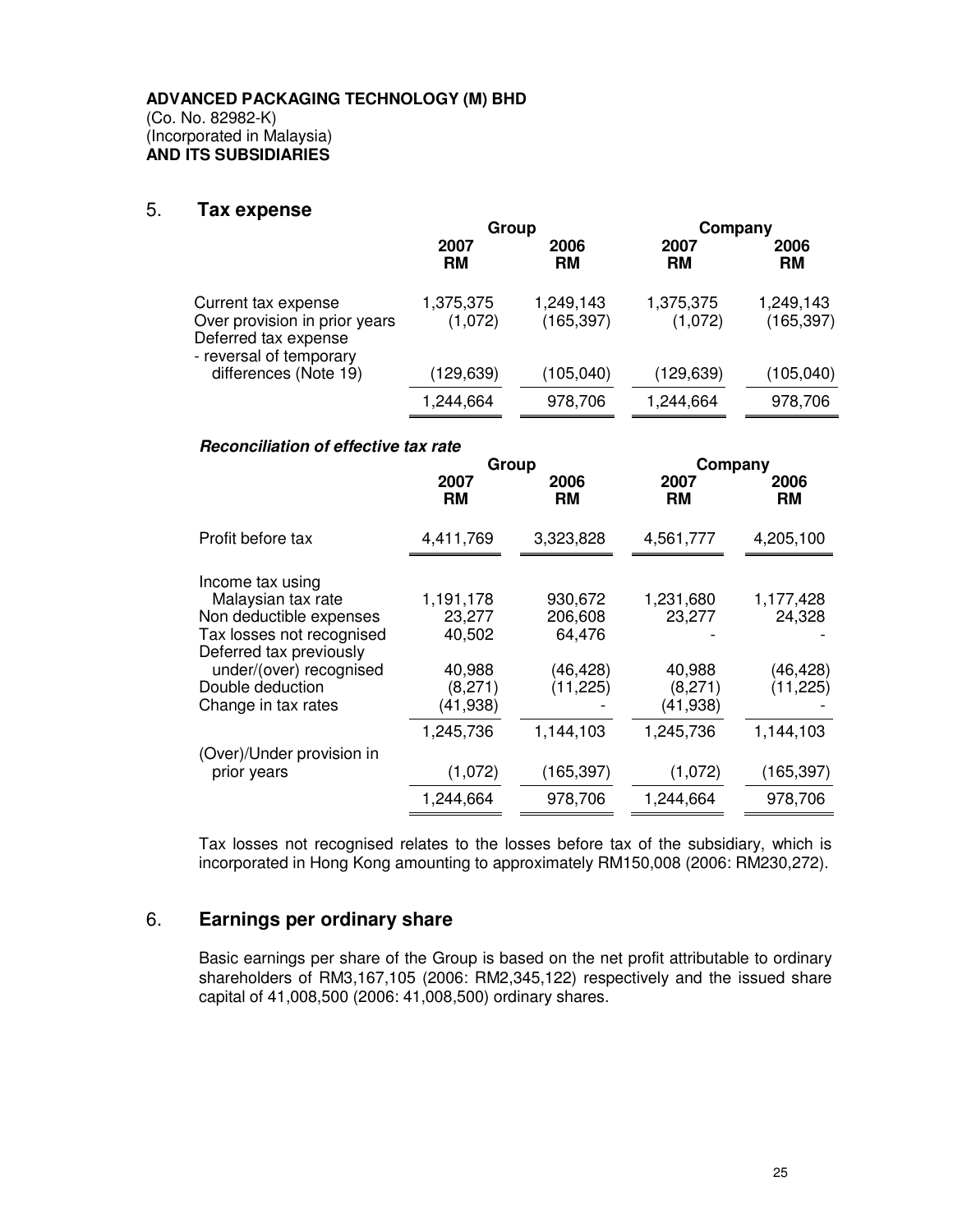**ADVANCED PACKAGING TECHNOLOGY (M) BHD**
(Co. No. 82982-K)
(Incorporated in Malaysia)
**AND ITS SUBSIDIARIES**

## 5. Tax expense

| | Group | | Company | |
|---|---|---|---|---|
| | **2007 RM** | **2006 RM** | **2007 RM** | **2006 RM** |
| Current tax expense | 1,375,375 | 1,249,143 | 1,375,375 | 1,249,143 |
| Over provision in prior years | (1,072) | (165,397) | (1,072) | (165,397) |
| Deferred tax expense - reversal of temporary differences (Note 19) | (129,639) | (105,040) | (129,639) | (105,040) |
| | 1,244,664 | 978,706 | 1,244,664 | 978,706 |

***Reconciliation of effective tax rate***

| | Group | | Company | |
|---|---|---|---|---|
| | **2007 RM** | **2006 RM** | **2007 RM** | **2006 RM** |
| Profit before tax | 4,411,769 | 3,323,828 | 4,561,777 | 4,205,100 |
| Income tax using Malaysian tax rate | 1,191,178 | 930,672 | 1,231,680 | 1,177,428 |
| Non deductible expenses | 23,277 | 206,608 | 23,277 | 24,328 |
| Tax losses not recognised | 40,502 | 64,476 | - | - |
| Deferred tax previously under/(over) recognised | 40,988 | (46,428) | 40,988 | (46,428) |
| Double deduction | (8,271) | (11,225) | (8,271) | (11,225) |
| Change in tax rates | (41,938) | - | (41,938) | - |
| | 1,245,736 | 1,144,103 | 1,245,736 | 1,144,103 |
| (Over)/Under provision in prior years | (1,072) | (165,397) | (1,072) | (165,397) |
| | 1,244,664 | 978,706 | 1,244,664 | 978,706 |

Tax losses not recognised relates to the losses before tax of the subsidiary, which is incorporated in Hong Kong amounting to approximately RM150,008 (2006: RM230,272).

## 6. Earnings per ordinary share

Basic earnings per share of the Group is based on the net profit attributable to ordinary shareholders of RM3,167,105 (2006: RM2,345,122) respectively and the issued share capital of 41,008,500 (2006: 41,008,500) ordinary shares.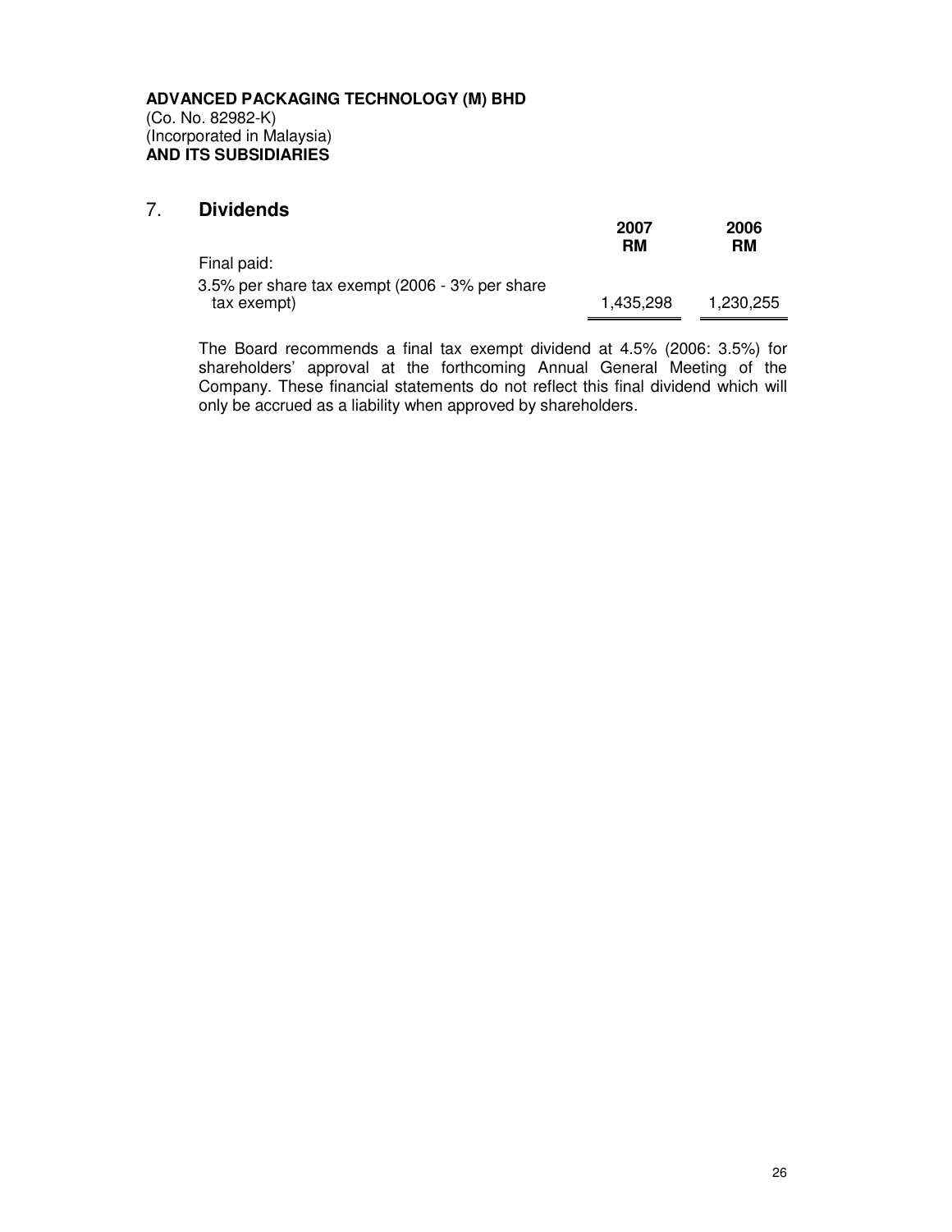**ADVANCED PACKAGING TECHNOLOGY (M) BHD**
(Co. No. 82982-K)
(Incorporated in Malaysia)
**AND ITS SUBSIDIARIES**

## 7. Dividends

| | 2007<br>RM | 2006<br>RM |
|---|---|---|
| Final paid: | | |
| 3.5% per share tax exempt (2006 - 3% per share tax exempt) | 1,435,298 | 1,230,255 |

The Board recommends a final tax exempt dividend at 4.5% (2006: 3.5%) for shareholders' approval at the forthcoming Annual General Meeting of the Company. These financial statements do not reflect this final dividend which will only be accrued as a liability when approved by shareholders.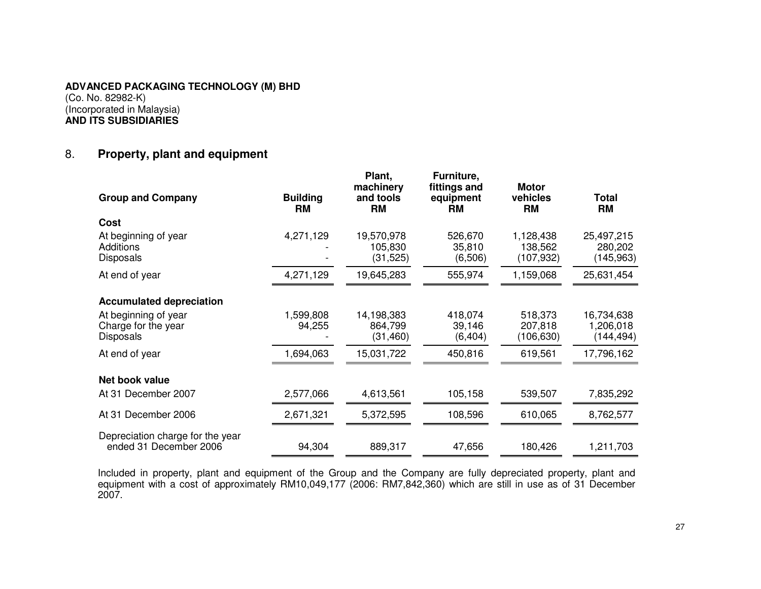**ADVANCED PACKAGING TECHNOLOGY (M) BHD**
(Co. No. 82982-K)
(Incorporated in Malaysia)
**AND ITS SUBSIDIARIES**

## 8. Property, plant and equipment

| Group and Company | Building RM | Plant, machinery and tools RM | Furniture, fittings and equipment RM | Motor vehicles RM | Total RM |
|---|---|---|---|---|---|
| **Cost** | | | | | |
| At beginning of year | 4,271,129 | 19,570,978 | 526,670 | 1,128,438 | 25,497,215 |
| Additions | - | 105,830 | 35,810 | 138,562 | 280,202 |
| Disposals | - | (31,525) | (6,506) | (107,932) | (145,963) |
| At end of year | 4,271,129 | 19,645,283 | 555,974 | 1,159,068 | 25,631,454 |
| **Accumulated depreciation** | | | | | |
| At beginning of year | 1,599,808 | 14,198,383 | 418,074 | 518,373 | 16,734,638 |
| Charge for the year | 94,255 | 864,799 | 39,146 | 207,818 | 1,206,018 |
| Disposals | - | (31,460) | (6,404) | (106,630) | (144,494) |
| At end of year | 1,694,063 | 15,031,722 | 450,816 | 619,561 | 17,796,162 |
| **Net book value** | | | | | |
| At 31 December 2007 | 2,577,066 | 4,613,561 | 105,158 | 539,507 | 7,835,292 |
| At 31 December 2006 | 2,671,321 | 5,372,595 | 108,596 | 610,065 | 8,762,577 |
| Depreciation charge for the year ended 31 December 2006 | 94,304 | 889,317 | 47,656 | 180,426 | 1,211,703 |

Included in property, plant and equipment of the Group and the Company are fully depreciated property, plant and equipment with a cost of approximately RM10,049,177 (2006: RM7,842,360) which are still in use as of 31 December 2007.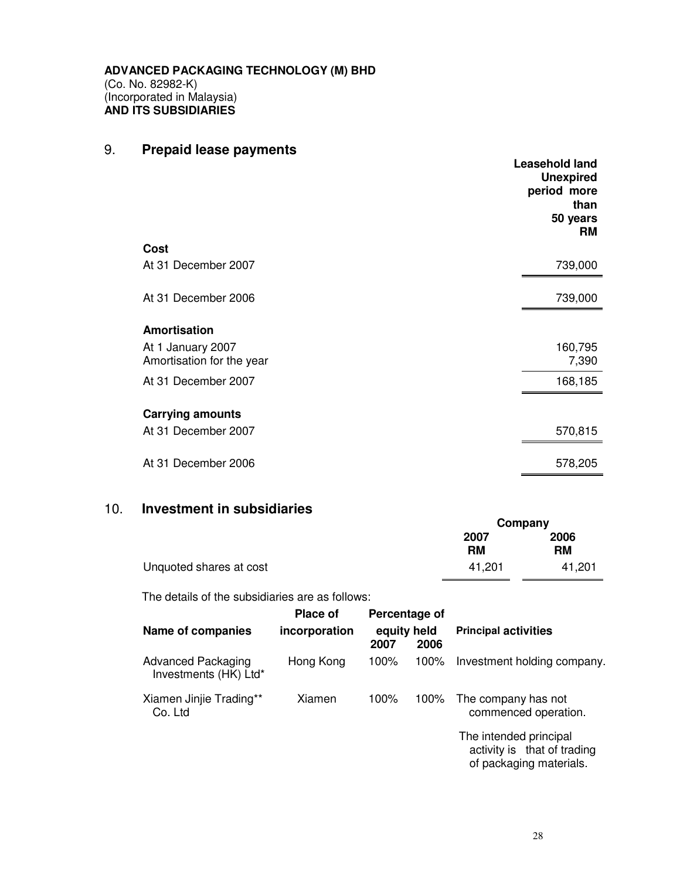**ADVANCED PACKAGING TECHNOLOGY (M) BHD**
(Co. No. 82982-K)
(Incorporated in Malaysia)
**AND ITS SUBSIDIARIES**

## 9. Prepaid lease payments

| | Leasehold land Unexpired period more than 50 years RM |
|---|---|
| **Cost** | |
| At 31 December 2007 | 739,000 |
| At 31 December 2006 | 739,000 |
| **Amortisation** | |
| At 1 January 2007 | 160,795 |
| Amortisation for the year | 7,390 |
| At 31 December 2007 | 168,185 |
| **Carrying amounts** | |
| At 31 December 2007 | 570,815 |
| At 31 December 2006 | 578,205 |

## 10. Investment in subsidiaries

| | Company | |
|---|---|---|
| | 2007 RM | 2006 RM |
| Unquoted shares at cost | 41,201 | 41,201 |

The details of the subsidiaries are as follows:

| Name of companies | Place of incorporation | Percentage of equity held | | Principal activities |
|---|---|---|---|---|
| | | 2007 | 2006 | |
| Advanced Packaging Investments (HK) Ltd* | Hong Kong | 100% | 100% | Investment holding company. |
| Xiamen Jinjie Trading** Co. Ltd | Xiamen | 100% | 100% | The company has not commenced operation. The intended principal activity is that of trading of packaging materials. |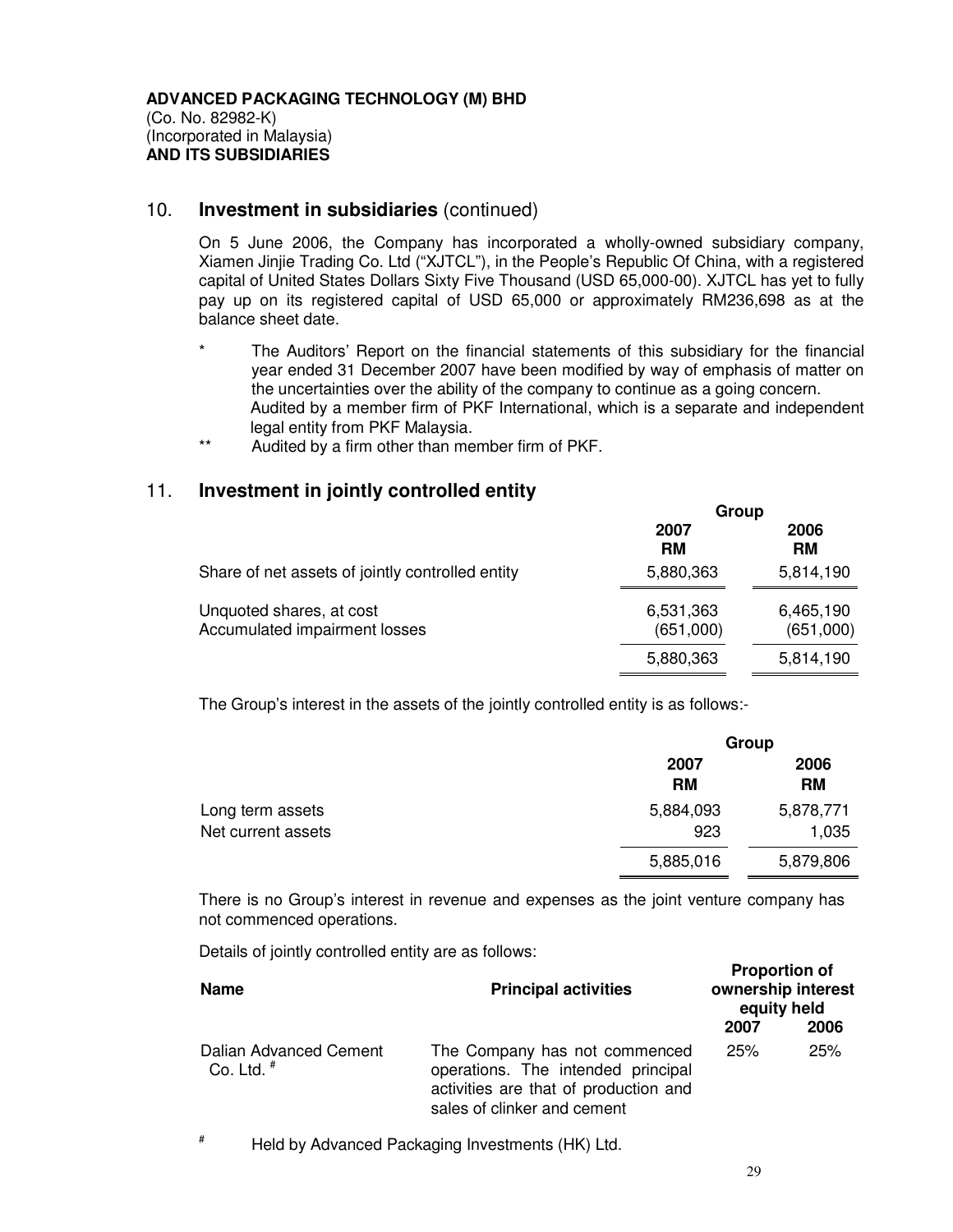**ADVANCED PACKAGING TECHNOLOGY (M) BHD**
(Co. No. 82982-K)
(Incorporated in Malaysia)
**AND ITS SUBSIDIARIES**

## 10. Investment in subsidiaries (continued)

On 5 June 2006, the Company has incorporated a wholly-owned subsidiary company, Xiamen Jinjie Trading Co. Ltd ("XJTCL"), in the People's Republic Of China, with a registered capital of United States Dollars Sixty Five Thousand (USD 65,000-00). XJTCL has yet to fully pay up on its registered capital of USD 65,000 or approximately RM236,698 as at the balance sheet date.

\* The Auditors' Report on the financial statements of this subsidiary for the financial year ended 31 December 2007 have been modified by way of emphasis of matter on the uncertainties over the ability of the company to continue as a going concern. Audited by a member firm of PKF International, which is a separate and independent legal entity from PKF Malaysia.

\*\* Audited by a firm other than member firm of PKF.

## 11. Investment in jointly controlled entity

| | Group | |
|---|---|---|
| | **2007 RM** | **2006 RM** |
| Share of net assets of jointly controlled entity | 5,880,363 | 5,814,190 |
| Unquoted shares, at cost | 6,531,363 | 6,465,190 |
| Accumulated impairment losses | (651,000) | (651,000) |
| | 5,880,363 | 5,814,190 |

The Group's interest in the assets of the jointly controlled entity is as follows:-

| | Group | |
|---|---|---|
| | **2007 RM** | **2006 RM** |
| Long term assets | 5,884,093 | 5,878,771 |
| Net current assets | 923 | 1,035 |
| | 5,885,016 | 5,879,806 |

There is no Group's interest in revenue and expenses as the joint venture company has not commenced operations.

Details of jointly controlled entity are as follows:

| **Name** | **Principal activities** | **Proportion of ownership interest equity held** | |
|---|---|---|---|
| | | **2007** | **2006** |
| Dalian Advanced Cement Co. Ltd. # | The Company has not commenced operations. The intended principal activities are that of production and sales of clinker and cement | 25% | 25% |

# Held by Advanced Packaging Investments (HK) Ltd.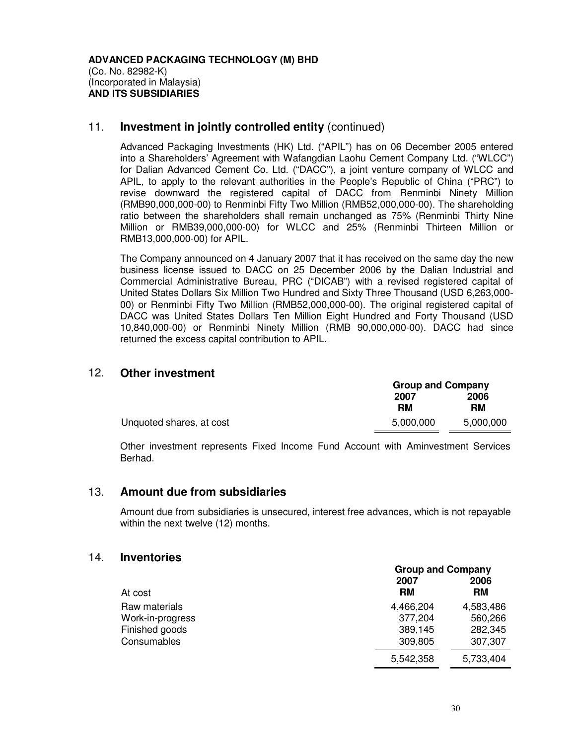**ADVANCED PACKAGING TECHNOLOGY (M) BHD**
(Co. No. 82982-K)
(Incorporated in Malaysia)
**AND ITS SUBSIDIARIES**

## 11. Investment in jointly controlled entity (continued)

Advanced Packaging Investments (HK) Ltd. ("APIL") has on 06 December 2005 entered into a Shareholders' Agreement with Wafangdian Laohu Cement Company Ltd. ("WLCC") for Dalian Advanced Cement Co. Ltd. ("DACC"), a joint venture company of WLCC and APIL, to apply to the relevant authorities in the People's Republic of China ("PRC") to revise downward the registered capital of DACC from Renminbi Ninety Million (RMB90,000,000-00) to Renminbi Fifty Two Million (RMB52,000,000-00). The shareholding ratio between the shareholders shall remain unchanged as 75% (Renminbi Thirty Nine Million or RMB39,000,000-00) for WLCC and 25% (Renminbi Thirteen Million or RMB13,000,000-00) for APIL.

The Company announced on 4 January 2007 that it has received on the same day the new business license issued to DACC on 25 December 2006 by the Dalian Industrial and Commercial Administrative Bureau, PRC ("DICAB") with a revised registered capital of United States Dollars Six Million Two Hundred and Sixty Three Thousand (USD 6,263,000-00) or Renminbi Fifty Two Million (RMB52,000,000-00). The original registered capital of DACC was United States Dollars Ten Million Eight Hundred and Forty Thousand (USD 10,840,000-00) or Renminbi Ninety Million (RMB 90,000,000-00). DACC had since returned the excess capital contribution to APIL.

## 12. Other investment

| | Group and Company | |
|---|---|---|
| | 2007<br>RM | 2006<br>RM |
| Unquoted shares, at cost | 5,000,000 | 5,000,000 |

Other investment represents Fixed Income Fund Account with Aminvestment Services Berhad.

## 13. Amount due from subsidiaries

Amount due from subsidiaries is unsecured, interest free advances, which is not repayable within the next twelve (12) months.

## 14. Inventories

| | Group and Company | |
|---|---|---|
| At cost | 2007<br>RM | 2006<br>RM |
| Raw materials | 4,466,204 | 4,583,486 |
| Work-in-progress | 377,204 | 560,266 |
| Finished goods | 389,145 | 282,345 |
| Consumables | 309,805 | 307,307 |
| | 5,542,358 | 5,733,404 |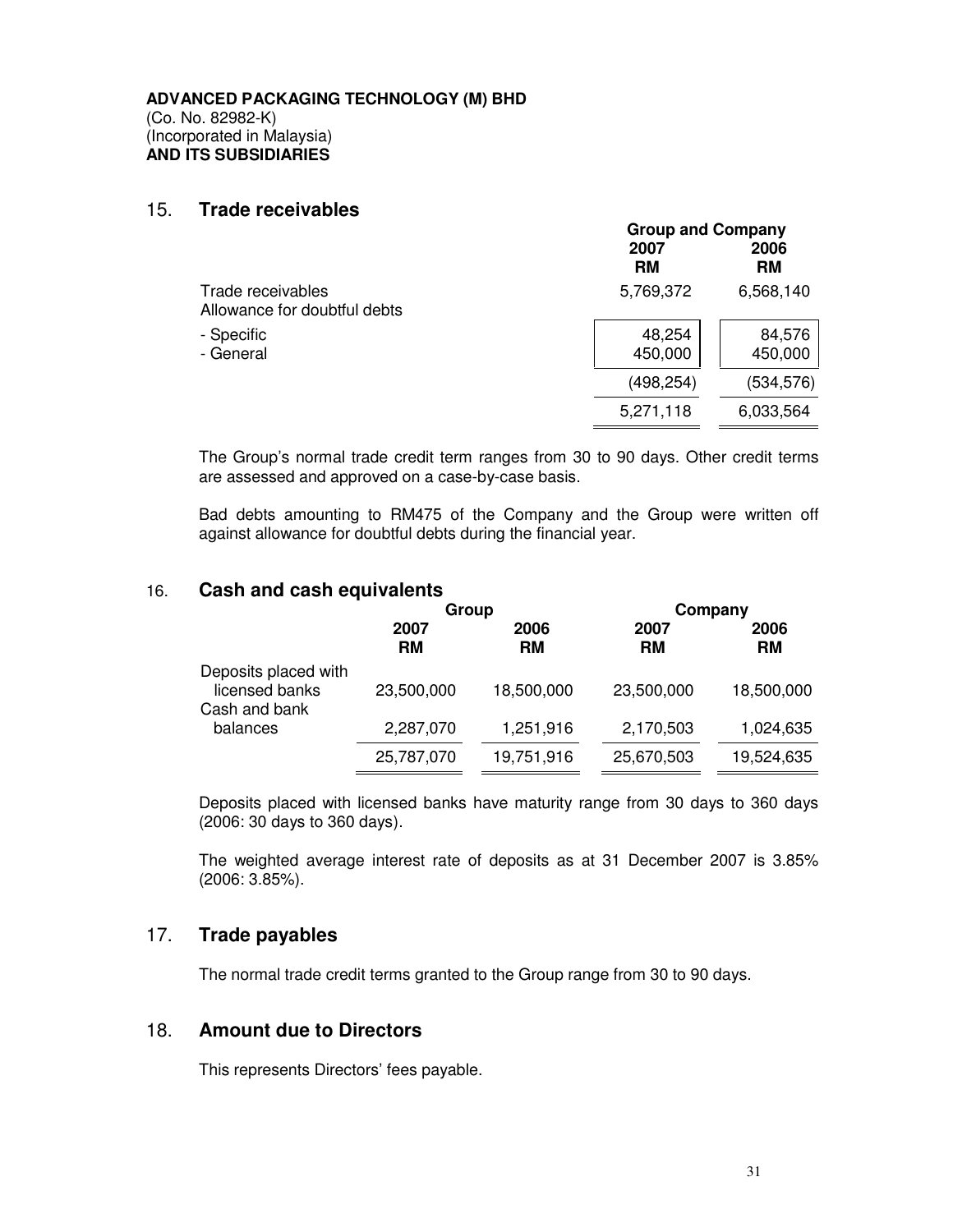**ADVANCED PACKAGING TECHNOLOGY (M) BHD**
(Co. No. 82982-K)
(Incorporated in Malaysia)
**AND ITS SUBSIDIARIES**

## 15. Trade receivables

| | Group and Company | |
|---|---|---|
| | **2007** | **2006** |
| | **RM** | **RM** |
| Trade receivables | 5,769,372 | 6,568,140 |
| Allowance for doubtful debts | | |
| - Specific | 48,254 | 84,576 |
| - General | 450,000 | 450,000 |
| | (498,254) | (534,576) |
| | 5,271,118 | 6,033,564 |

The Group's normal trade credit term ranges from 30 to 90 days. Other credit terms are assessed and approved on a case-by-case basis.

Bad debts amounting to RM475 of the Company and the Group were written off against allowance for doubtful debts during the financial year.

## 16. Cash and cash equivalents

| | Group | | Company | |
|---|---|---|---|---|
| | **2007** | **2006** | **2007** | **2006** |
| | **RM** | **RM** | **RM** | **RM** |
| Deposits placed with licensed banks | 23,500,000 | 18,500,000 | 23,500,000 | 18,500,000 |
| Cash and bank balances | 2,287,070 | 1,251,916 | 2,170,503 | 1,024,635 |
| | 25,787,070 | 19,751,916 | 25,670,503 | 19,524,635 |

Deposits placed with licensed banks have maturity range from 30 days to 360 days (2006: 30 days to 360 days).

The weighted average interest rate of deposits as at 31 December 2007 is 3.85% (2006: 3.85%).

## 17. Trade payables

The normal trade credit terms granted to the Group range from 30 to 90 days.

## 18. Amount due to Directors

This represents Directors' fees payable.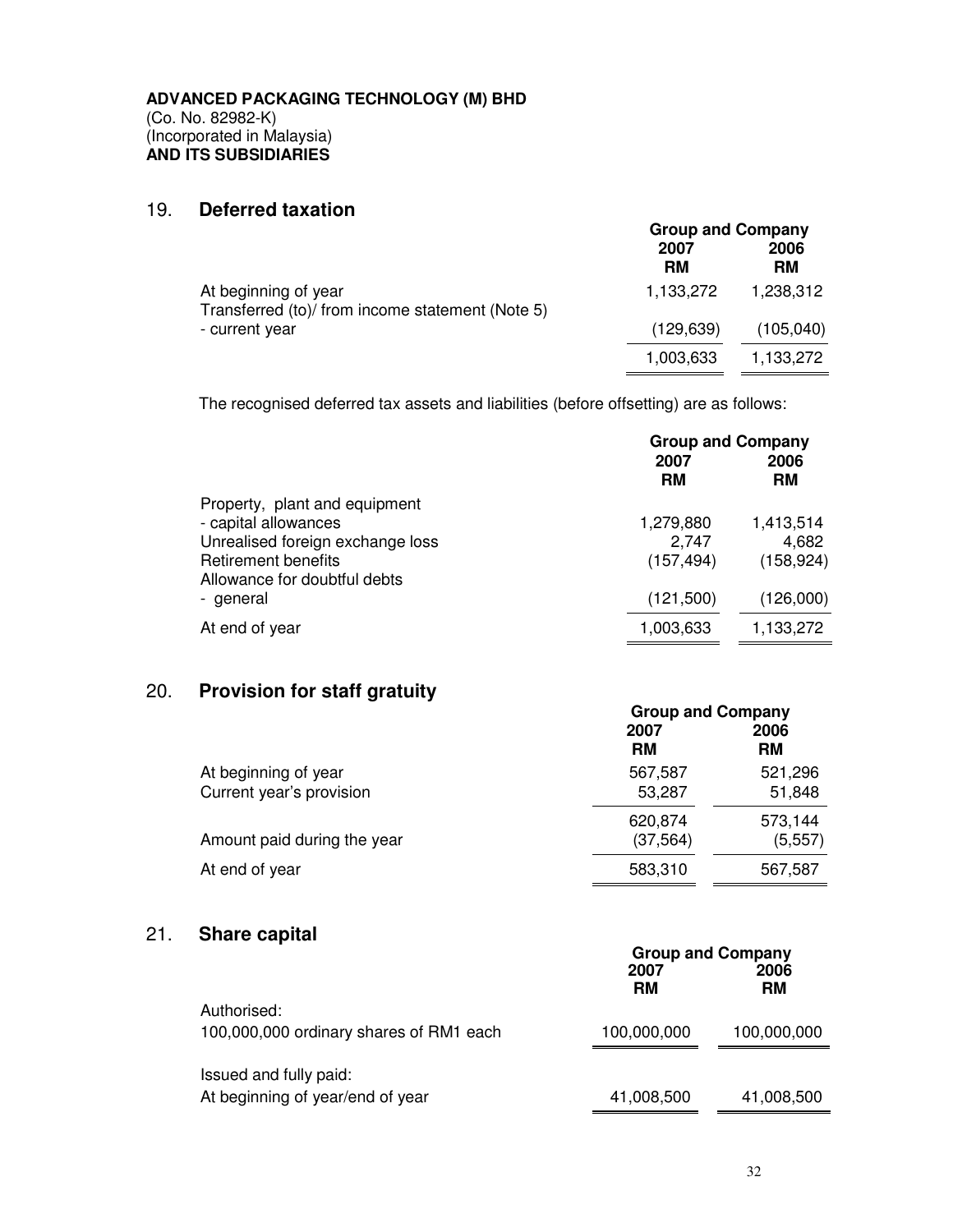**ADVANCED PACKAGING TECHNOLOGY (M) BHD**
(Co. No. 82982-K)
(Incorporated in Malaysia)
**AND ITS SUBSIDIARIES**

## 19. Deferred taxation

| | Group and Company | |
|---|---|---|
| | 2007 RM | 2006 RM |
| At beginning of year | 1,133,272 | 1,238,312 |
| Transferred (to)/ from income statement (Note 5) | | |
| - current year | (129,639) | (105,040) |
| | 1,003,633 | 1,133,272 |

The recognised deferred tax assets and liabilities (before offsetting) are as follows:

| | Group and Company | |
|---|---|---|
| | 2007 RM | 2006 RM |
| Property, plant and equipment | | |
| - capital allowances | 1,279,880 | 1,413,514 |
| Unrealised foreign exchange loss | 2,747 | 4,682 |
| Retirement benefits | (157,494) | (158,924) |
| Allowance for doubtful debts | | |
| - general | (121,500) | (126,000) |
| At end of year | 1,003,633 | 1,133,272 |

## 20. Provision for staff gratuity

| | Group and Company | |
|---|---|---|
| | 2007 RM | 2006 RM |
| At beginning of year | 567,587 | 521,296 |
| Current year's provision | 53,287 | 51,848 |
| | 620,874 | 573,144 |
| Amount paid during the year | (37,564) | (5,557) |
| At end of year | 583,310 | 567,587 |

## 21. Share capital

| | Group and Company | |
|---|---|---|
| | 2007 RM | 2006 RM |
| Authorised: | | |
| 100,000,000 ordinary shares of RM1 each | 100,000,000 | 100,000,000 |
| Issued and fully paid: | | |
| At beginning of year/end of year | 41,008,500 | 41,008,500 |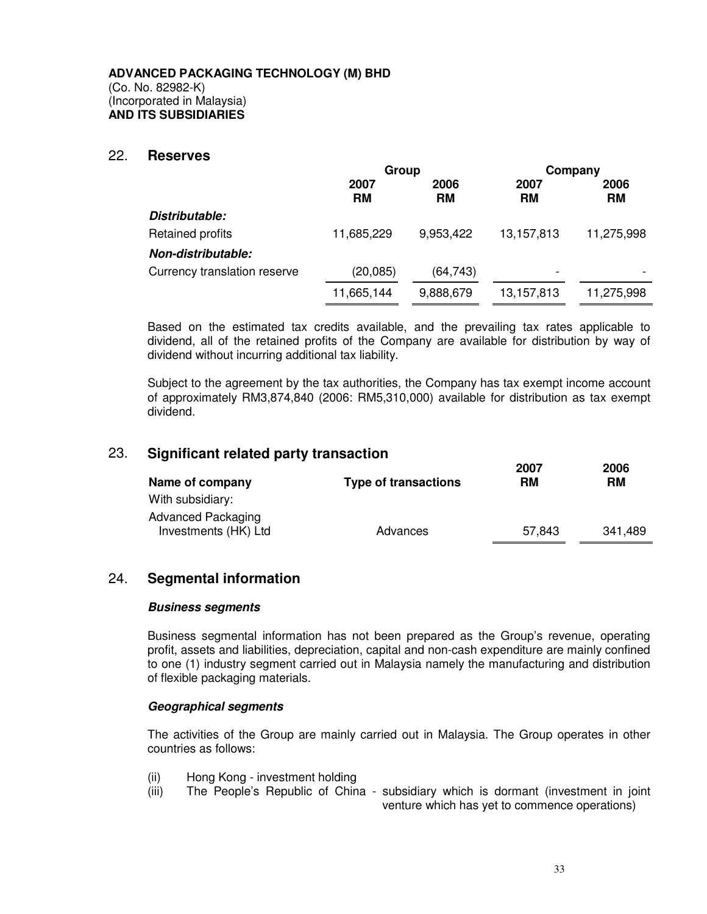**ADVANCED PACKAGING TECHNOLOGY (M) BHD**
(Co. No. 82982-K)
(Incorporated in Malaysia)
**AND ITS SUBSIDIARIES**

## 22. Reserves

| | Group | | Company | |
|---|---|---|---|---|
| | **2007 RM** | **2006 RM** | **2007 RM** | **2006 RM** |
| ***Distributable:*** | | | | |
| Retained profits | 11,685,229 | 9,953,422 | 13,157,813 | 11,275,998 |
| ***Non-distributable:*** | | | | |
| Currency translation reserve | (20,085) | (64,743) | - | - |
| | 11,665,144 | 9,888,679 | 13,157,813 | 11,275,998 |

Based on the estimated tax credits available, and the prevailing tax rates applicable to dividend, all of the retained profits of the Company are available for distribution by way of dividend without incurring additional tax liability.

Subject to the agreement by the tax authorities, the Company has tax exempt income account of approximately RM3,874,840 (2006: RM5,310,000) available for distribution as tax exempt dividend.

## 23. Significant related party transaction

| Name of company | Type of transactions | 2007 RM | 2006 RM |
|---|---|---|---|
| With subsidiary: | | | |
| Advanced Packaging Investments (HK) Ltd | Advances | 57,843 | 341,489 |

## 24. Segmental information

***Business segments***

Business segmental information has not been prepared as the Group's revenue, operating profit, assets and liabilities, depreciation, capital and non-cash expenditure are mainly confined to one (1) industry segment carried out in Malaysia namely the manufacturing and distribution of flexible packaging materials.

***Geographical segments***

The activities of the Group are mainly carried out in Malaysia. The Group operates in other countries as follows:

(ii) Hong Kong - investment holding
(iii) The People's Republic of China - subsidiary which is dormant (investment in joint venture which has yet to commence operations)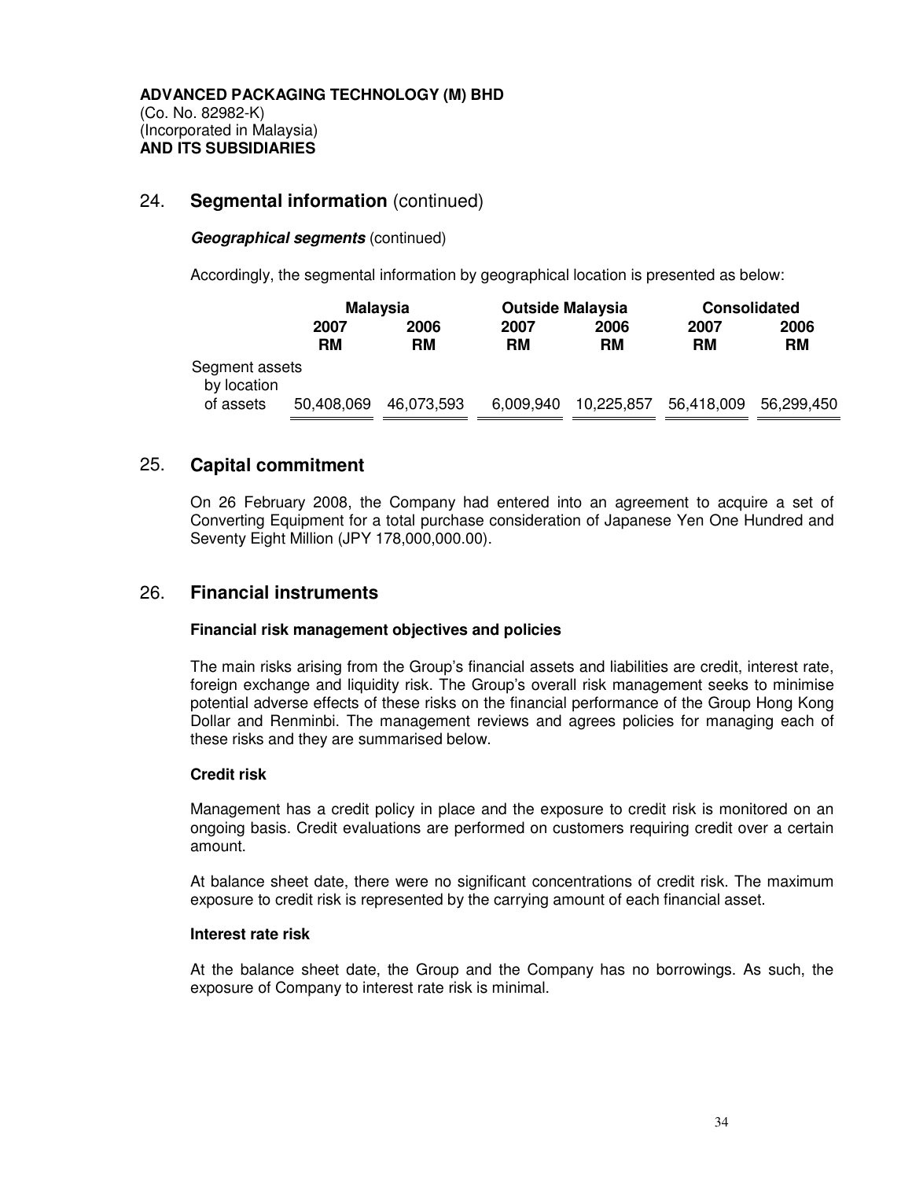**ADVANCED PACKAGING TECHNOLOGY (M) BHD**
(Co. No. 82982-K)
(Incorporated in Malaysia)
**AND ITS SUBSIDIARIES**

## 24. Segmental information (continued)

***Geographical segments*** (continued)

Accordingly, the segmental information by geographical location is presented as below:

| | Malaysia | | Outside Malaysia | | Consolidated | |
|---|---|---|---|---|---|---|
| | 2007 RM | 2006 RM | 2007 RM | 2006 RM | 2007 RM | 2006 RM |
| Segment assets by location of assets | 50,408,069 | 46,073,593 | 6,009,940 | 10,225,857 | 56,418,009 | 56,299,450 |

## 25. Capital commitment

On 26 February 2008, the Company had entered into an agreement to acquire a set of Converting Equipment for a total purchase consideration of Japanese Yen One Hundred and Seventy Eight Million (JPY 178,000,000.00).

## 26. Financial instruments

**Financial risk management objectives and policies**

The main risks arising from the Group's financial assets and liabilities are credit, interest rate, foreign exchange and liquidity risk. The Group's overall risk management seeks to minimise potential adverse effects of these risks on the financial performance of the Group Hong Kong Dollar and Renminbi. The management reviews and agrees policies for managing each of these risks and they are summarised below.

**Credit risk**

Management has a credit policy in place and the exposure to credit risk is monitored on an ongoing basis. Credit evaluations are performed on customers requiring credit over a certain amount.

At balance sheet date, there were no significant concentrations of credit risk. The maximum exposure to credit risk is represented by the carrying amount of each financial asset.

**Interest rate risk**

At the balance sheet date, the Group and the Company has no borrowings. As such, the exposure of Company to interest rate risk is minimal.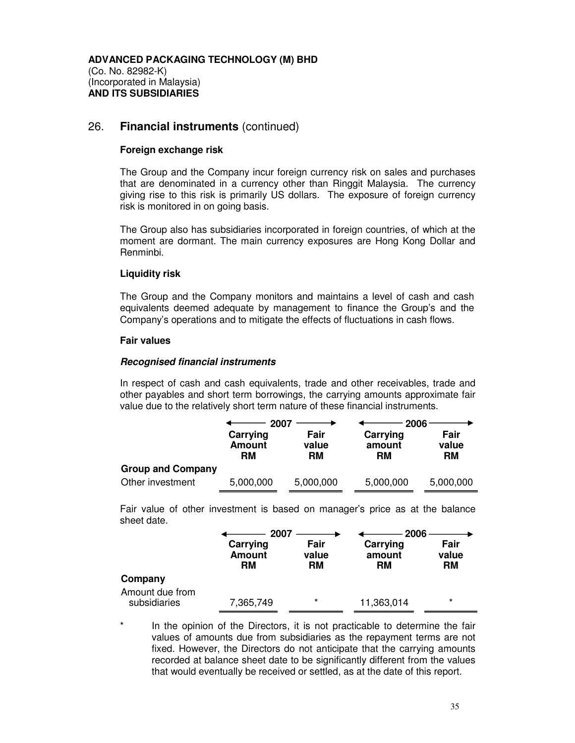**ADVANCED PACKAGING TECHNOLOGY (M) BHD**
(Co. No. 82982-K)
(Incorporated in Malaysia)
**AND ITS SUBSIDIARIES**

## 26. Financial instruments (continued)

**Foreign exchange risk**

The Group and the Company incur foreign currency risk on sales and purchases that are denominated in a currency other than Ringgit Malaysia. The currency giving rise to this risk is primarily US dollars. The exposure of foreign currency risk is monitored in on going basis.

The Group also has subsidiaries incorporated in foreign countries, of which at the moment are dormant. The main currency exposures are Hong Kong Dollar and Renminbi.

**Liquidity risk**

The Group and the Company monitors and maintains a level of cash and cash equivalents deemed adequate by management to finance the Group's and the Company's operations and to mitigate the effects of fluctuations in cash flows.

**Fair values**

***Recognised financial instruments***

In respect of cash and cash equivalents, trade and other receivables, trade and other payables and short term borrowings, the carrying amounts approximate fair value due to the relatively short term nature of these financial instruments.

| | 2007 | | 2006 | |
|---|---|---|---|---|
| | Carrying Amount RM | Fair value RM | Carrying amount RM | Fair value RM |
| **Group and Company** | | | | |
| Other investment | 5,000,000 | 5,000,000 | 5,000,000 | 5,000,000 |

Fair value of other investment is based on manager's price as at the balance sheet date.

| | 2007 | | 2006 | |
|---|---|---|---|---|
| | Carrying Amount RM | Fair value RM | Carrying amount RM | Fair value RM |
| **Company** | | | | |
| Amount due from subsidiaries | 7,365,749 | * | 11,363,014 | * |

\* In the opinion of the Directors, it is not practicable to determine the fair values of amounts due from subsidiaries as the repayment terms are not fixed. However, the Directors do not anticipate that the carrying amounts recorded at balance sheet date to be significantly different from the values that would eventually be received or settled, as at the date of this report.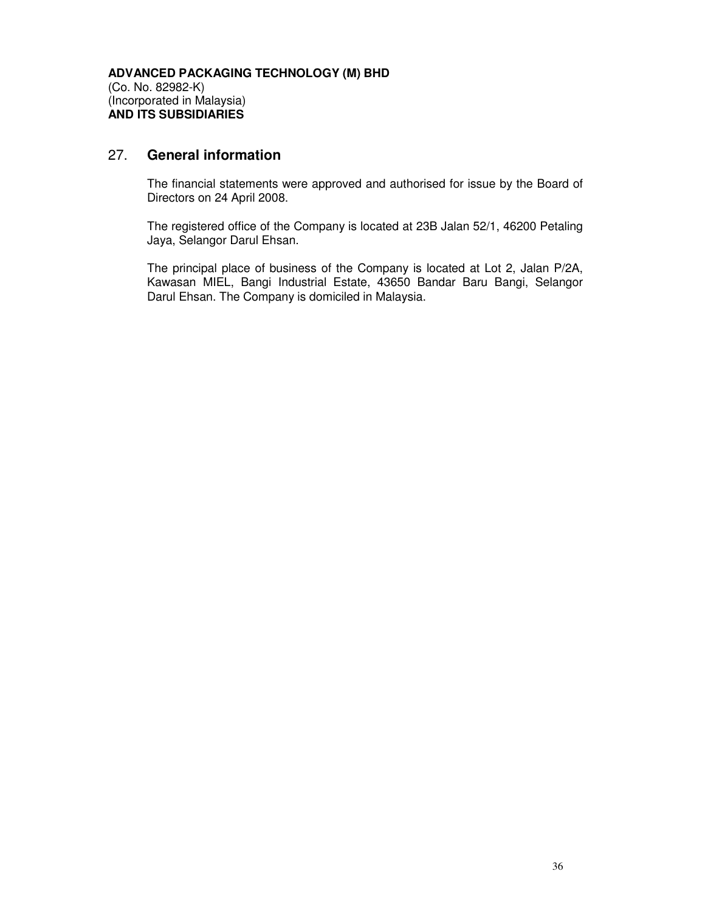**ADVANCED PACKAGING TECHNOLOGY (M) BHD**
(Co. No. 82982-K)
(Incorporated in Malaysia)
**AND ITS SUBSIDIARIES**

## 27. General information

The financial statements were approved and authorised for issue by the Board of Directors on 24 April 2008.

The registered office of the Company is located at 23B Jalan 52/1, 46200 Petaling Jaya, Selangor Darul Ehsan.

The principal place of business of the Company is located at Lot 2, Jalan P/2A, Kawasan MIEL, Bangi Industrial Estate, 43650 Bandar Baru Bangi, Selangor Darul Ehsan. The Company is domiciled in Malaysia.